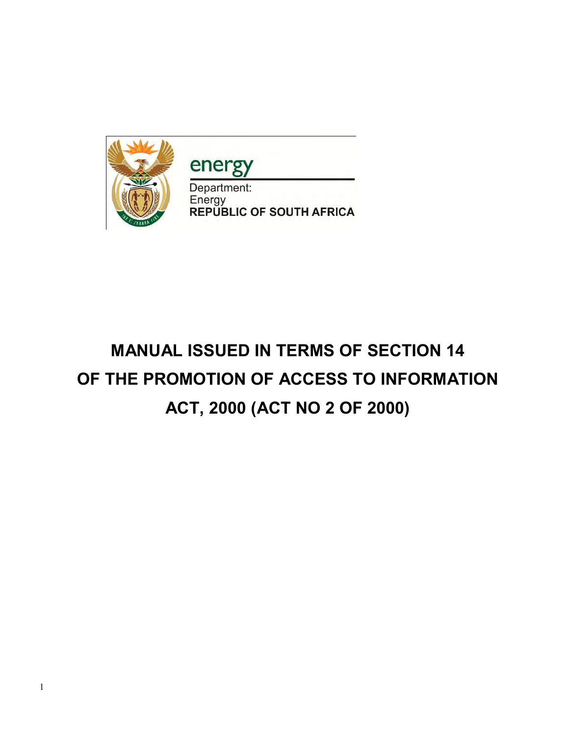energy

Department:
Energy
**REPUBLIC OF SOUTH AFRICA**

# MANUAL ISSUED IN TERMS OF SECTION 14 OF THE PROMOTION OF ACCESS TO INFORMATION ACT, 2000 (ACT NO 2 OF 2000)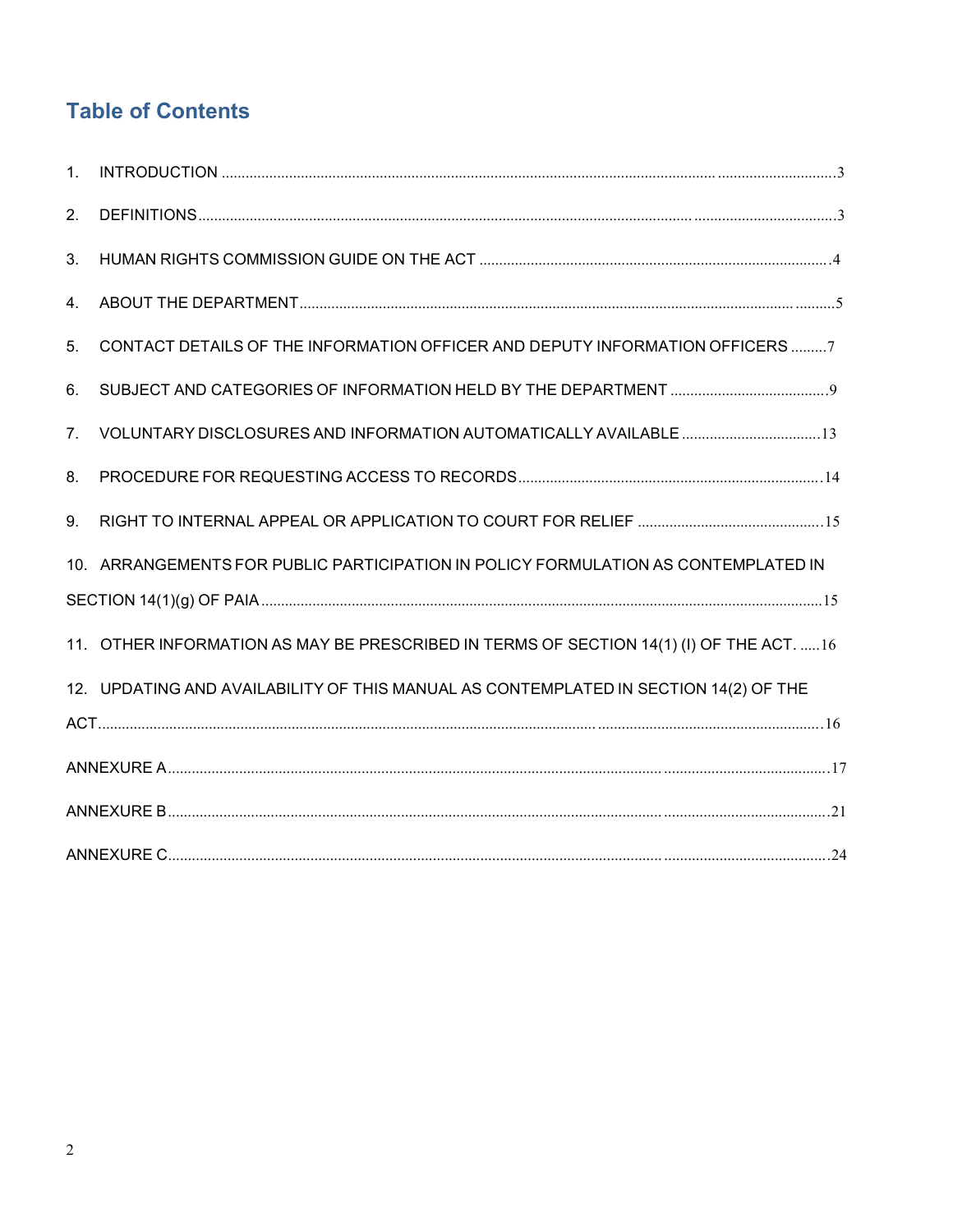## Table of Contents

1. INTRODUCTION .......... 3
2. DEFINITIONS .......... 3
3. HUMAN RIGHTS COMMISSION GUIDE ON THE ACT .......... 4
4. ABOUT THE DEPARTMENT .......... 5
5. CONTACT DETAILS OF THE INFORMATION OFFICER AND DEPUTY INFORMATION OFFICERS .......... 7
6. SUBJECT AND CATEGORIES OF INFORMATION HELD BY THE DEPARTMENT .......... 9
7. VOLUNTARY DISCLOSURES AND INFORMATION AUTOMATICALLY AVAILABLE .......... 13
8. PROCEDURE FOR REQUESTING ACCESS TO RECORDS .......... 14
9. RIGHT TO INTERNAL APPEAL OR APPLICATION TO COURT FOR RELIEF .......... 15
10. ARRANGEMENTS FOR PUBLIC PARTICIPATION IN POLICY FORMULATION AS CONTEMPLATED IN SECTION 14(1)(g) OF PAIA .......... 15
11. OTHER INFORMATION AS MAY BE PRESCRIBED IN TERMS OF SECTION 14(1) (I) OF THE ACT. .......... 16
12. UPDATING AND AVAILABILITY OF THIS MANUAL AS CONTEMPLATED IN SECTION 14(2) OF THE ACT .......... 16

ANNEXURE A .......... 17

ANNEXURE B .......... 21

ANNEXURE C .......... 24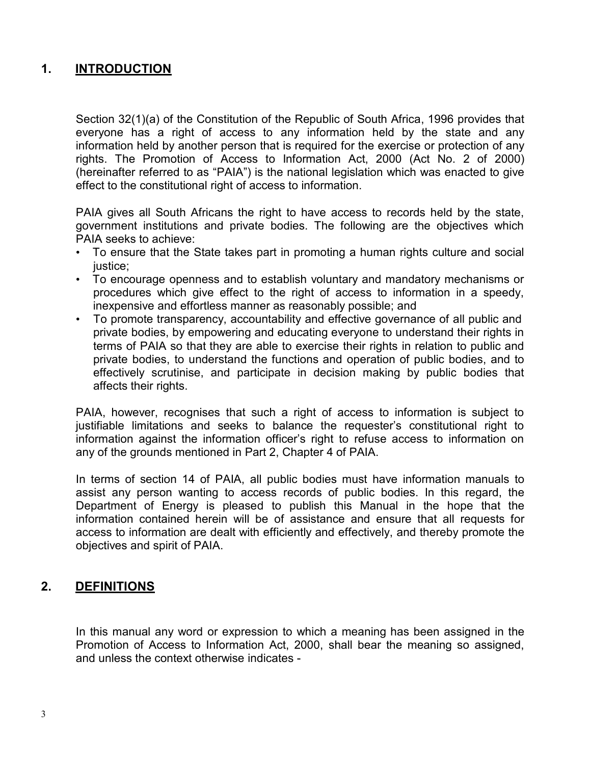## 1. INTRODUCTION

Section 32(1)(a) of the Constitution of the Republic of South Africa, 1996 provides that everyone has a right of access to any information held by the state and any information held by another person that is required for the exercise or protection of any rights. The Promotion of Access to Information Act, 2000 (Act No. 2 of 2000) (hereinafter referred to as "PAIA") is the national legislation which was enacted to give effect to the constitutional right of access to information.

PAIA gives all South Africans the right to have access to records held by the state, government institutions and private bodies. The following are the objectives which PAIA seeks to achieve:

- To ensure that the State takes part in promoting a human rights culture and social justice;
- To encourage openness and to establish voluntary and mandatory mechanisms or procedures which give effect to the right of access to information in a speedy, inexpensive and effortless manner as reasonably possible; and
- To promote transparency, accountability and effective governance of all public and private bodies, by empowering and educating everyone to understand their rights in terms of PAIA so that they are able to exercise their rights in relation to public and private bodies, to understand the functions and operation of public bodies, and to effectively scrutinise, and participate in decision making by public bodies that affects their rights.

PAIA, however, recognises that such a right of access to information is subject to justifiable limitations and seeks to balance the requester's constitutional right to information against the information officer's right to refuse access to information on any of the grounds mentioned in Part 2, Chapter 4 of PAIA.

In terms of section 14 of PAIA, all public bodies must have information manuals to assist any person wanting to access records of public bodies. In this regard, the Department of Energy is pleased to publish this Manual in the hope that the information contained herein will be of assistance and ensure that all requests for access to information are dealt with efficiently and effectively, and thereby promote the objectives and spirit of PAIA.

## 2. DEFINITIONS

In this manual any word or expression to which a meaning has been assigned in the Promotion of Access to Information Act, 2000, shall bear the meaning so assigned, and unless the context otherwise indicates -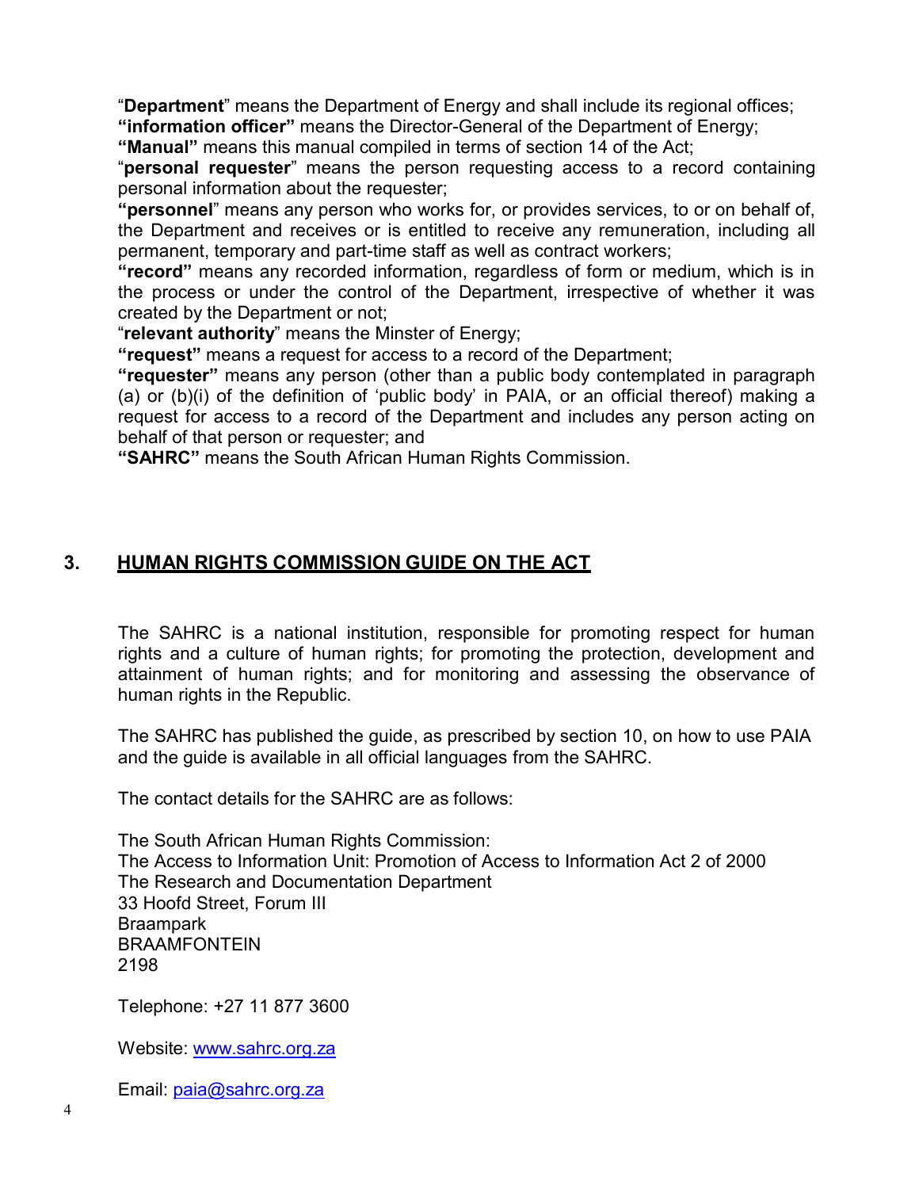"**Department**" means the Department of Energy and shall include its regional offices;
**"information officer"** means the Director-General of the Department of Energy;
**"Manual"** means this manual compiled in terms of section 14 of the Act;
"**personal requester**" means the person requesting access to a record containing personal information about the requester;
**"personnel**" means any person who works for, or provides services, to or on behalf of, the Department and receives or is entitled to receive any remuneration, including all permanent, temporary and part-time staff as well as contract workers;
**"record"** means any recorded information, regardless of form or medium, which is in the process or under the control of the Department, irrespective of whether it was created by the Department or not;
"**relevant authority**" means the Minster of Energy;
**"request"** means a request for access to a record of the Department;
**"requester"** means any person (other than a public body contemplated in paragraph (a) or (b)(i) of the definition of 'public body' in PAIA, or an official thereof) making a request for access to a record of the Department and includes any person acting on behalf of that person or requester; and
**"SAHRC"** means the South African Human Rights Commission.

## 3. HUMAN RIGHTS COMMISSION GUIDE ON THE ACT

The SAHRC is a national institution, responsible for promoting respect for human rights and a culture of human rights; for promoting the protection, development and attainment of human rights; and for monitoring and assessing the observance of human rights in the Republic.

The SAHRC has published the guide, as prescribed by section 10, on how to use PAIA and the guide is available in all official languages from the SAHRC.

The contact details for the SAHRC are as follows:

The South African Human Rights Commission:
The Access to Information Unit: Promotion of Access to Information Act 2 of 2000
The Research and Documentation Department
33 Hoofd Street, Forum III
Braampark
BRAAMFONTEIN
2198

Telephone: +27 11 877 3600

Website: www.sahrc.org.za

Email: paia@sahrc.org.za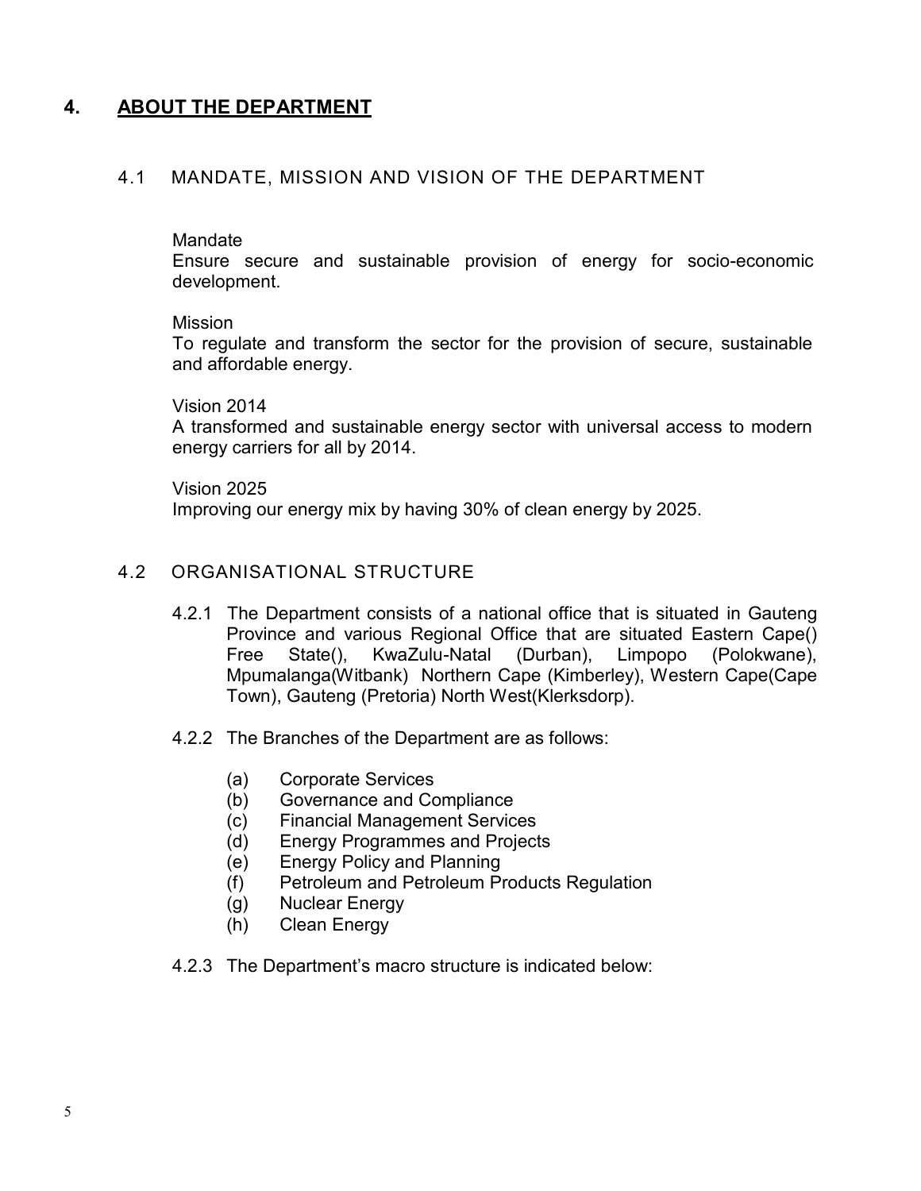# 4. ABOUT THE DEPARTMENT

## 4.1 MANDATE, MISSION AND VISION OF THE DEPARTMENT

Mandate
Ensure secure and sustainable provision of energy for socio-economic development.

Mission
To regulate and transform the sector for the provision of secure, sustainable and affordable energy.

Vision 2014
A transformed and sustainable energy sector with universal access to modern energy carriers for all by 2014.

Vision 2025
Improving our energy mix by having 30% of clean energy by 2025.

## 4.2 ORGANISATIONAL STRUCTURE

4.2.1 The Department consists of a national office that is situated in Gauteng Province and various Regional Office that are situated Eastern Cape() Free State(), KwaZulu-Natal (Durban), Limpopo (Polokwane), Mpumalanga(Witbank) Northern Cape (Kimberley), Western Cape(Cape Town), Gauteng (Pretoria) North West(Klerksdorp).

4.2.2 The Branches of the Department are as follows:

(a) Corporate Services
(b) Governance and Compliance
(c) Financial Management Services
(d) Energy Programmes and Projects
(e) Energy Policy and Planning
(f) Petroleum and Petroleum Products Regulation
(g) Nuclear Energy
(h) Clean Energy

4.2.3 The Department's macro structure is indicated below: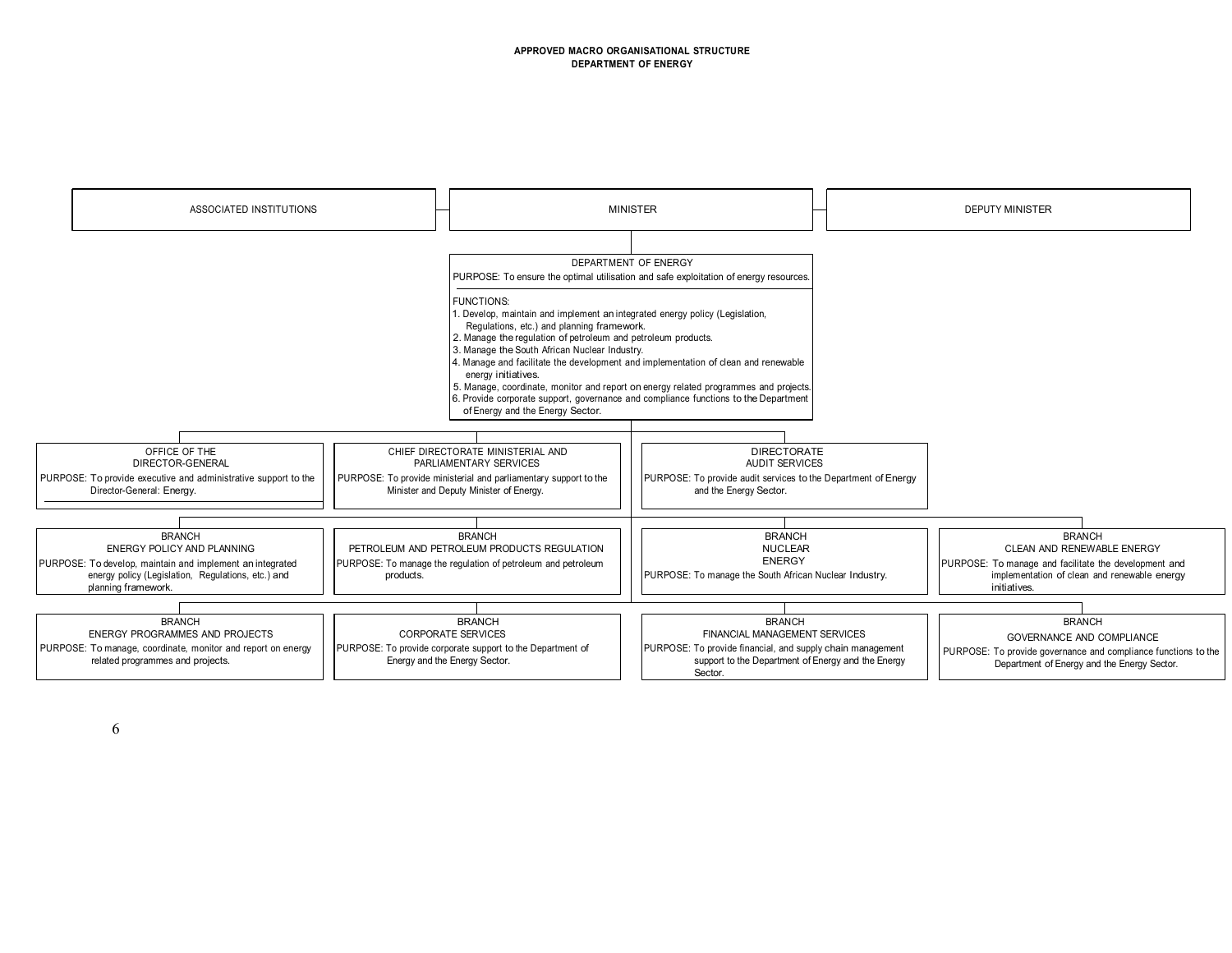# APPROVED MACRO ORGANISATIONAL STRUCTURE
## DEPARTMENT OF ENERGY

ASSOCIATED INSTITUTIONS

MINISTER

DEPUTY MINISTER

### DEPARTMENT OF ENERGY

PURPOSE: To ensure the optimal utilisation and safe exploitation of energy resources.

FUNCTIONS:

1. Develop, maintain and implement an integrated energy policy (Legislation, Regulations, etc.) and planning framework.
2. Manage the regulation of petroleum and petroleum products.
3. Manage the South African Nuclear Industry.
4. Manage and facilitate the development and implementation of clean and renewable energy initiatives.
5. Manage, coordinate, monitor and report on energy related programmes and projects.
6. Provide corporate support, governance and compliance functions to the Department of Energy and the Energy Sector.

### OFFICE OF THE DIRECTOR-GENERAL

PURPOSE: To provide executive and administrative support to the Director-General: Energy.

### CHIEF DIRECTORATE MINISTERIAL AND PARLIAMENTARY SERVICES

PURPOSE: To provide ministerial and parliamentary support to the Minister and Deputy Minister of Energy.

### DIRECTORATE AUDIT SERVICES

PURPOSE: To provide audit services to the Department of Energy and the Energy Sector.

### BRANCH ENERGY POLICY AND PLANNING

PURPOSE: To develop, maintain and implement an integrated energy policy (Legislation, Regulations, etc.) and planning framework.

### BRANCH PETROLEUM AND PETROLEUM PRODUCTS REGULATION

PURPOSE: To manage the regulation of petroleum and petroleum products.

### BRANCH NUCLEAR ENERGY

PURPOSE: To manage the South African Nuclear Industry.

### BRANCH CLEAN AND RENEWABLE ENERGY

PURPOSE: To manage and facilitate the development and implementation of clean and renewable energy initiatives.

### BRANCH ENERGY PROGRAMMES AND PROJECTS

PURPOSE: To manage, coordinate, monitor and report on energy related programmes and projects.

### BRANCH CORPORATE SERVICES

PURPOSE: To provide corporate support to the Department of Energy and the Energy Sector.

### BRANCH FINANCIAL MANAGEMENT SERVICES

PURPOSE: To provide financial, and supply chain management support to the Department of Energy and the Energy Sector.

### BRANCH GOVERNANCE AND COMPLIANCE

PURPOSE: To provide governance and compliance functions to the Department of Energy and the Energy Sector.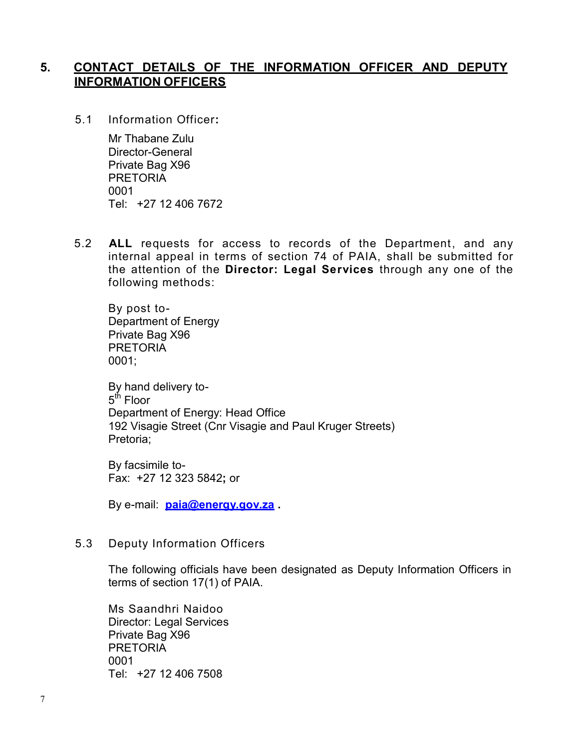## 5. CONTACT DETAILS OF THE INFORMATION OFFICER AND DEPUTY INFORMATION OFFICERS

5.1 Information Officer**:**

Mr Thabane Zulu  
Director-General  
Private Bag X96  
PRETORIA  
0001  
Tel: +27 12 406 7672

5.2 **ALL** requests for access to records of the Department, and any internal appeal in terms of section 74 of PAIA, shall be submitted for the attention of the **Director: Legal Services** through any one of the following methods:

By post to-  
Department of Energy  
Private Bag X96  
PRETORIA  
0001;

By hand delivery to-  
5th Floor  
Department of Energy: Head Office  
192 Visagie Street (Cnr Visagie and Paul Kruger Streets)  
Pretoria;

By facsimile to-  
Fax: +27 12 323 5842**;** or

By e-mail: **paia@energy.gov.za .**

5.3 Deputy Information Officers

The following officials have been designated as Deputy Information Officers in terms of section 17(1) of PAIA.

Ms Saandhri Naidoo  
Director: Legal Services  
Private Bag X96  
PRETORIA  
0001  
Tel: +27 12 406 7508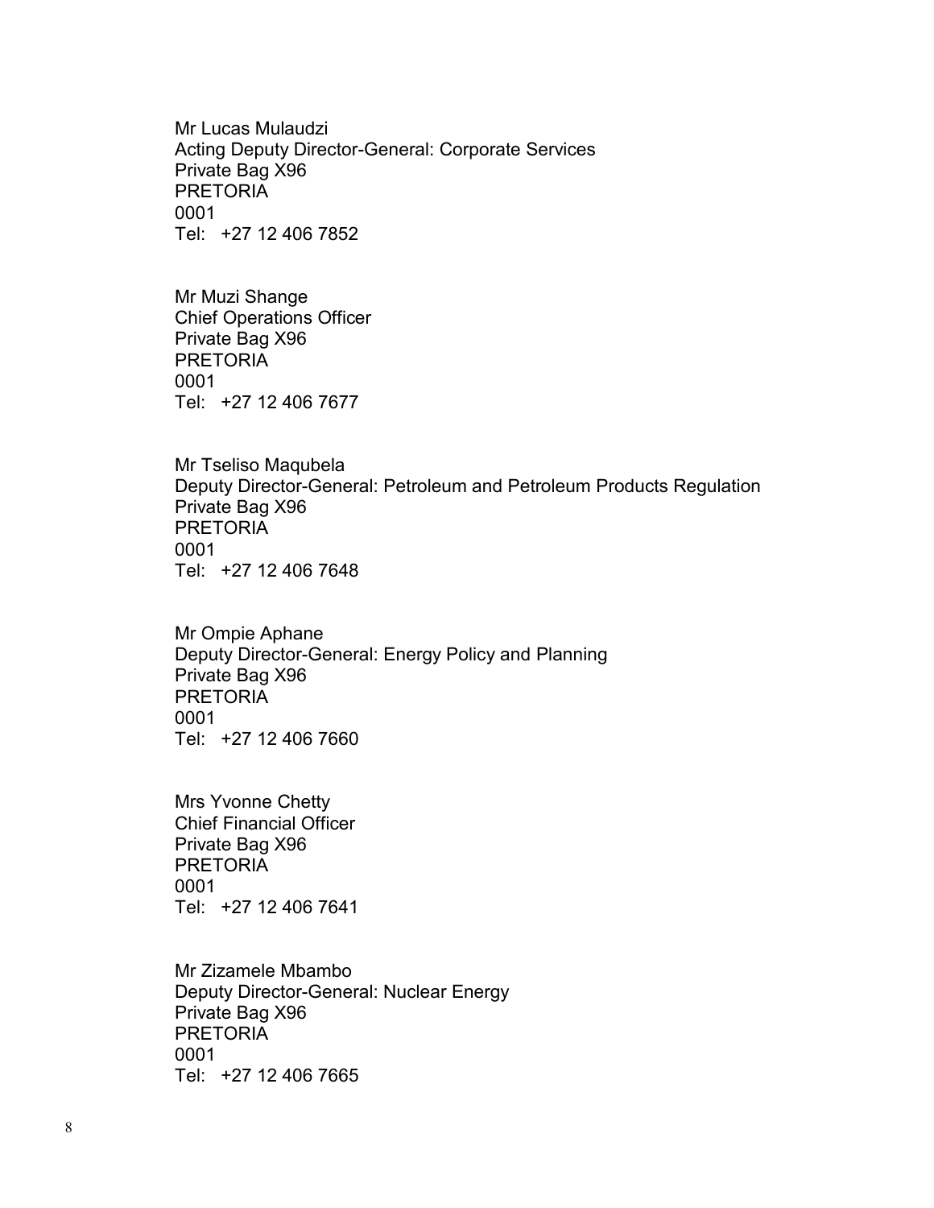Mr Lucas Mulaudzi
Acting Deputy Director-General: Corporate Services
Private Bag X96
PRETORIA
0001
Tel: +27 12 406 7852

Mr Muzi Shange
Chief Operations Officer
Private Bag X96
PRETORIA
0001
Tel: +27 12 406 7677

Mr Tseliso Maqubela
Deputy Director-General: Petroleum and Petroleum Products Regulation
Private Bag X96
PRETORIA
0001
Tel: +27 12 406 7648

Mr Ompie Aphane
Deputy Director-General: Energy Policy and Planning
Private Bag X96
PRETORIA
0001
Tel: +27 12 406 7660

Mrs Yvonne Chetty
Chief Financial Officer
Private Bag X96
PRETORIA
0001
Tel: +27 12 406 7641

Mr Zizamele Mbambo
Deputy Director-General: Nuclear Energy
Private Bag X96
PRETORIA
0001
Tel: +27 12 406 7665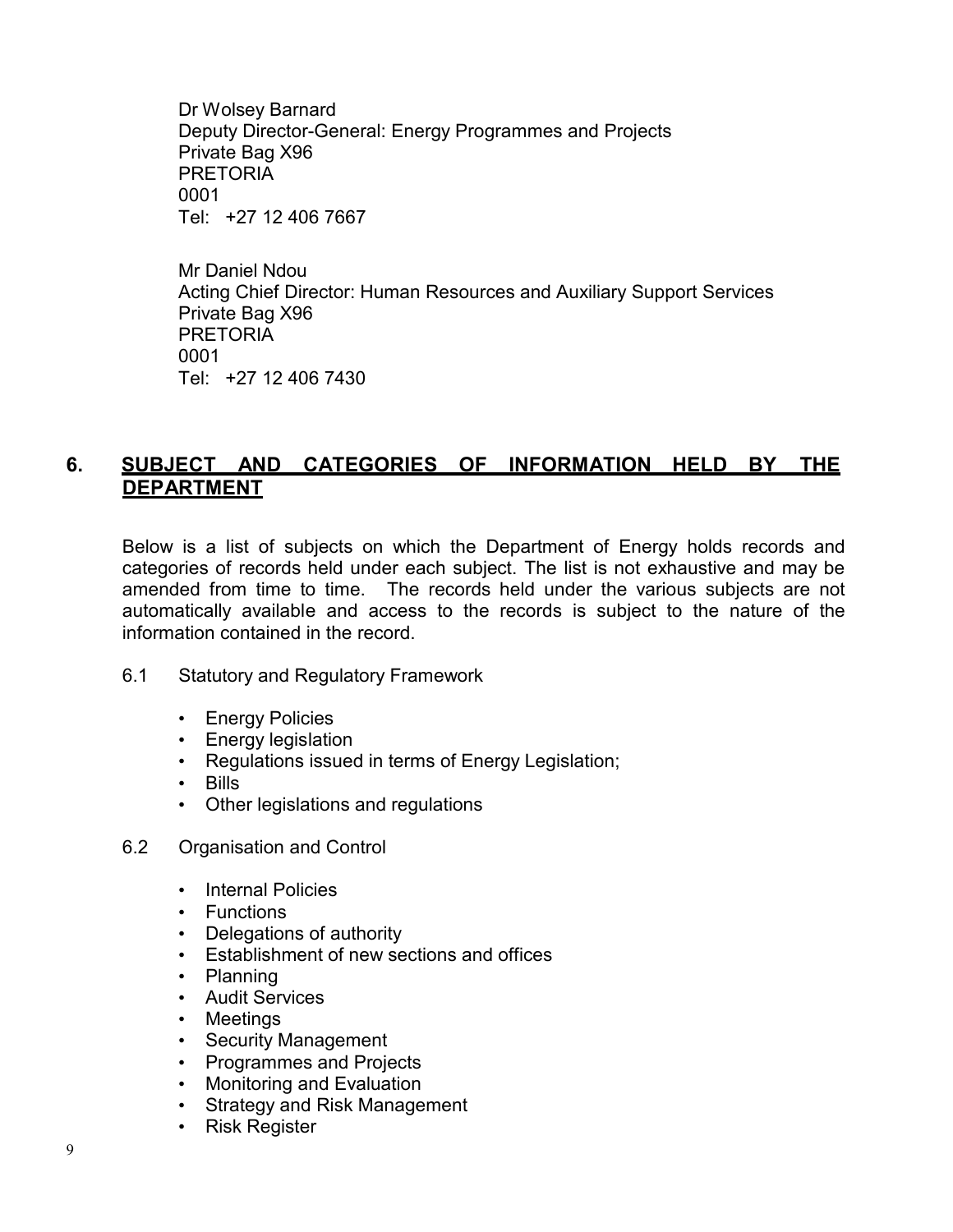Dr Wolsey Barnard
Deputy Director-General: Energy Programmes and Projects
Private Bag X96
PRETORIA
0001
Tel: +27 12 406 7667

Mr Daniel Ndou
Acting Chief Director: Human Resources and Auxiliary Support Services
Private Bag X96
PRETORIA
0001
Tel: +27 12 406 7430

## 6. SUBJECT AND CATEGORIES OF INFORMATION HELD BY THE DEPARTMENT

Below is a list of subjects on which the Department of Energy holds records and categories of records held under each subject. The list is not exhaustive and may be amended from time to time. The records held under the various subjects are not automatically available and access to the records is subject to the nature of the information contained in the record.

### 6.1 Statutory and Regulatory Framework

- Energy Policies
- Energy legislation
- Regulations issued in terms of Energy Legislation;
- Bills
- Other legislations and regulations

### 6.2 Organisation and Control

- Internal Policies
- Functions
- Delegations of authority
- Establishment of new sections and offices
- Planning
- Audit Services
- Meetings
- Security Management
- Programmes and Projects
- Monitoring and Evaluation
- Strategy and Risk Management
- Risk Register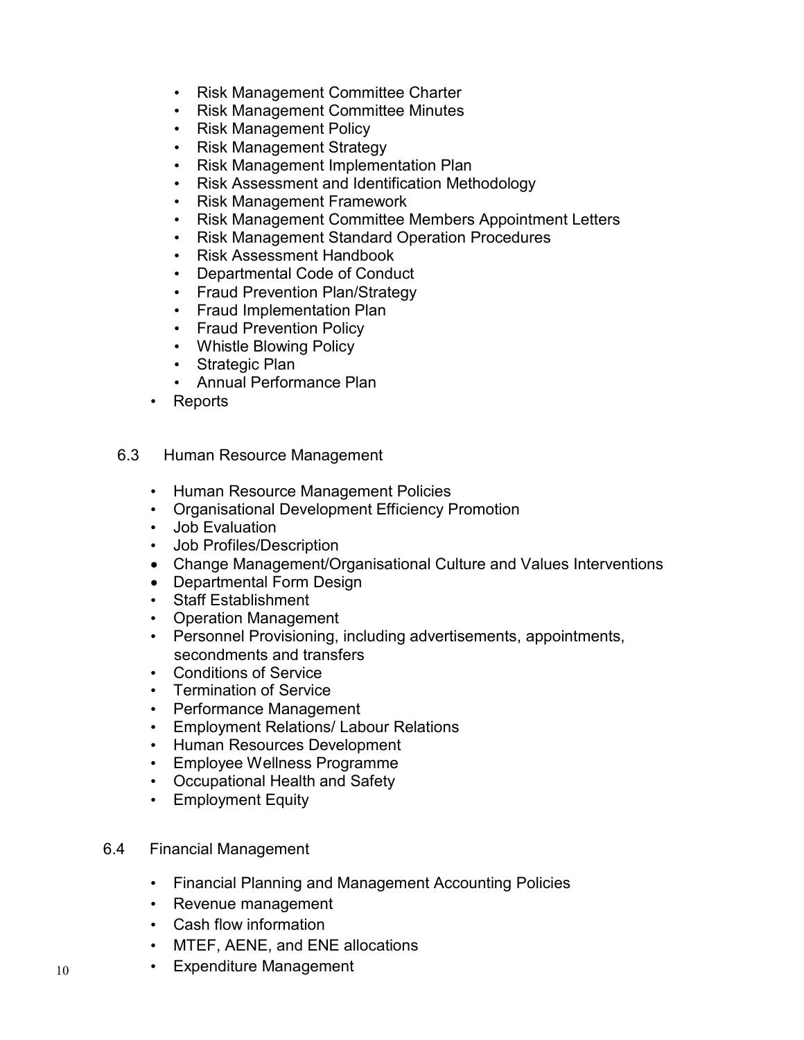- Risk Management Committee Charter
    - Risk Management Committee Minutes
    - Risk Management Policy
    - Risk Management Strategy
    - Risk Management Implementation Plan
    - Risk Assessment and Identification Methodology
    - Risk Management Framework
    - Risk Management Committee Members Appointment Letters
    - Risk Management Standard Operation Procedures
    - Risk Assessment Handbook
    - Departmental Code of Conduct
    - Fraud Prevention Plan/Strategy
    - Fraud Implementation Plan
    - Fraud Prevention Policy
    - Whistle Blowing Policy
    - Strategic Plan
    - Annual Performance Plan
- Reports

## 6.3 Human Resource Management

- Human Resource Management Policies
- Organisational Development Efficiency Promotion
- Job Evaluation
- Job Profiles/Description
- Change Management/Organisational Culture and Values Interventions
- Departmental Form Design
- Staff Establishment
- Operation Management
- Personnel Provisioning, including advertisements, appointments, secondments and transfers
- Conditions of Service
- Termination of Service
- Performance Management
- Employment Relations/ Labour Relations
- Human Resources Development
- Employee Wellness Programme
- Occupational Health and Safety
- Employment Equity

## 6.4 Financial Management

- Financial Planning and Management Accounting Policies
- Revenue management
- Cash flow information
- MTEF, AENE, and ENE allocations
- Expenditure Management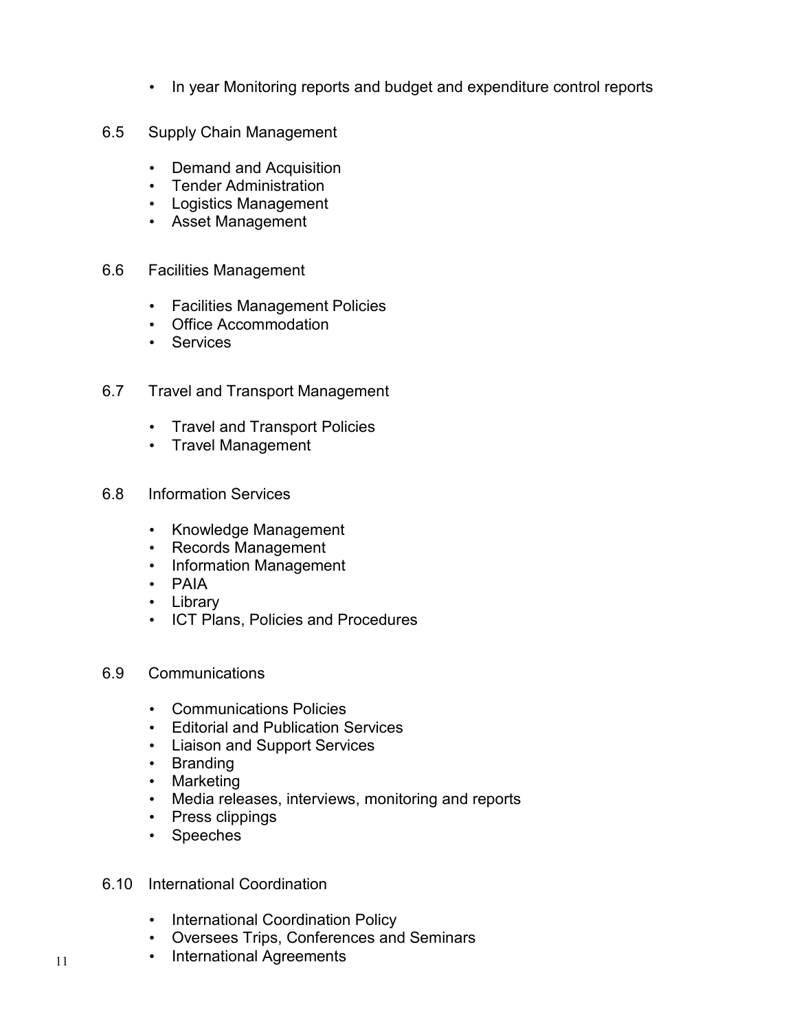- In year Monitoring reports and budget and expenditure control reports

6.5 Supply Chain Management

- Demand and Acquisition
- Tender Administration
- Logistics Management
- Asset Management

6.6 Facilities Management

- Facilities Management Policies
- Office Accommodation
- Services

6.7 Travel and Transport Management

- Travel and Transport Policies
- Travel Management

6.8 Information Services

- Knowledge Management
- Records Management
- Information Management
- PAIA
- Library
- ICT Plans, Policies and Procedures

6.9 Communications

- Communications Policies
- Editorial and Publication Services
- Liaison and Support Services
- Branding
- Marketing
- Media releases, interviews, monitoring and reports
- Press clippings
- Speeches

6.10 International Coordination

- International Coordination Policy
- Oversees Trips, Conferences and Seminars
- International Agreements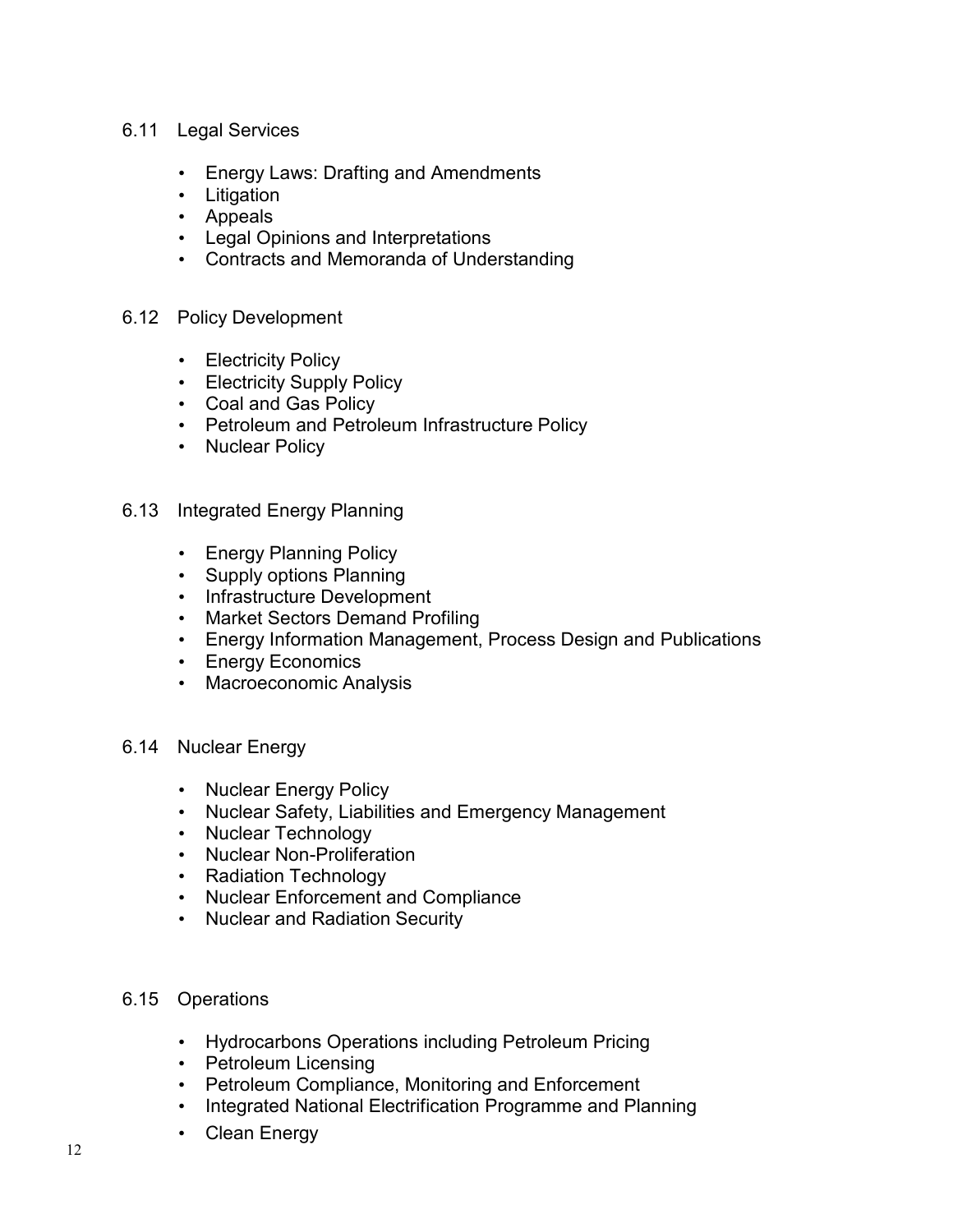### 6.11 Legal Services

- Energy Laws: Drafting and Amendments
- Litigation
- Appeals
- Legal Opinions and Interpretations
- Contracts and Memoranda of Understanding

### 6.12 Policy Development

- Electricity Policy
- Electricity Supply Policy
- Coal and Gas Policy
- Petroleum and Petroleum Infrastructure Policy
- Nuclear Policy

### 6.13 Integrated Energy Planning

- Energy Planning Policy
- Supply options Planning
- Infrastructure Development
- Market Sectors Demand Profiling
- Energy Information Management, Process Design and Publications
- Energy Economics
- Macroeconomic Analysis

### 6.14 Nuclear Energy

- Nuclear Energy Policy
- Nuclear Safety, Liabilities and Emergency Management
- Nuclear Technology
- Nuclear Non-Proliferation
- Radiation Technology
- Nuclear Enforcement and Compliance
- Nuclear and Radiation Security

### 6.15 Operations

- Hydrocarbons Operations including Petroleum Pricing
- Petroleum Licensing
- Petroleum Compliance, Monitoring and Enforcement
- Integrated National Electrification Programme and Planning
- Clean Energy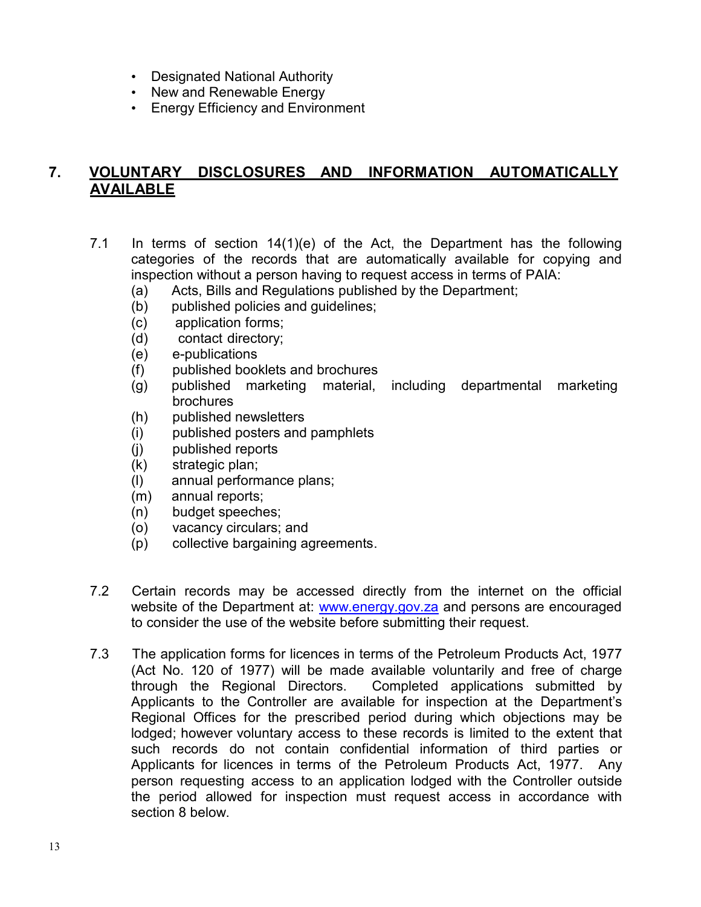- Designated National Authority
- New and Renewable Energy
- Energy Efficiency and Environment

## 7. VOLUNTARY DISCLOSURES AND INFORMATION AUTOMATICALLY AVAILABLE

7.1 In terms of section 14(1)(e) of the Act, the Department has the following categories of the records that are automatically available for copying and inspection without a person having to request access in terms of PAIA:

(a) Acts, Bills and Regulations published by the Department;
(b) published policies and guidelines;
(c) application forms;
(d) contact directory;
(e) e-publications
(f) published booklets and brochures
(g) published marketing material, including departmental marketing brochures
(h) published newsletters
(i) published posters and pamphlets
(j) published reports
(k) strategic plan;
(l) annual performance plans;
(m) annual reports;
(n) budget speeches;
(o) vacancy circulars; and
(p) collective bargaining agreements.

7.2 Certain records may be accessed directly from the internet on the official website of the Department at: [www.energy.gov.za](http://www.energy.gov.za) and persons are encouraged to consider the use of the website before submitting their request.

7.3 The application forms for licences in terms of the Petroleum Products Act, 1977 (Act No. 120 of 1977) will be made available voluntarily and free of charge through the Regional Directors. Completed applications submitted by Applicants to the Controller are available for inspection at the Department's Regional Offices for the prescribed period during which objections may be lodged; however voluntary access to these records is limited to the extent that such records do not contain confidential information of third parties or Applicants for licences in terms of the Petroleum Products Act, 1977. Any person requesting access to an application lodged with the Controller outside the period allowed for inspection must request access in accordance with section 8 below.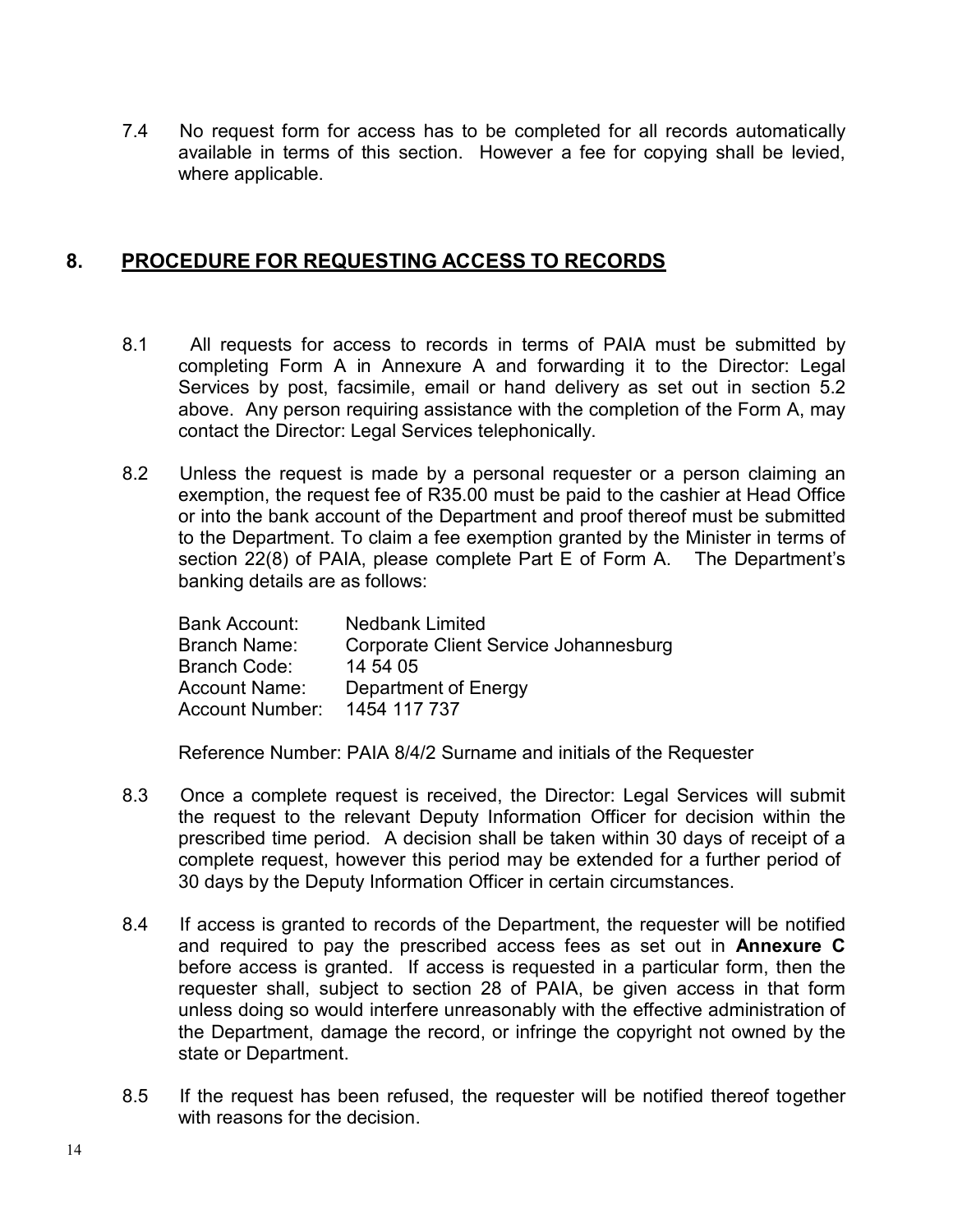7.4 No request form for access has to be completed for all records automatically available in terms of this section. However a fee for copying shall be levied, where applicable.

## 8. PROCEDURE FOR REQUESTING ACCESS TO RECORDS

8.1 All requests for access to records in terms of PAIA must be submitted by completing Form A in Annexure A and forwarding it to the Director: Legal Services by post, facsimile, email or hand delivery as set out in section 5.2 above. Any person requiring assistance with the completion of the Form A, may contact the Director: Legal Services telephonically.

8.2 Unless the request is made by a personal requester or a person claiming an exemption, the request fee of R35.00 must be paid to the cashier at Head Office or into the bank account of the Department and proof thereof must be submitted to the Department. To claim a fee exemption granted by the Minister in terms of section 22(8) of PAIA, please complete Part E of Form A. The Department's banking details are as follows:

| | |
|---|---|
| Bank Account: | Nedbank Limited |
| Branch Name: | Corporate Client Service Johannesburg |
| Branch Code: | 14 54 05 |
| Account Name: | Department of Energy |
| Account Number: | 1454 117 737 |

Reference Number: PAIA 8/4/2 Surname and initials of the Requester

8.3 Once a complete request is received, the Director: Legal Services will submit the request to the relevant Deputy Information Officer for decision within the prescribed time period. A decision shall be taken within 30 days of receipt of a complete request, however this period may be extended for a further period of 30 days by the Deputy Information Officer in certain circumstances.

8.4 If access is granted to records of the Department, the requester will be notified and required to pay the prescribed access fees as set out in **Annexure C** before access is granted. If access is requested in a particular form, then the requester shall, subject to section 28 of PAIA, be given access in that form unless doing so would interfere unreasonably with the effective administration of the Department, damage the record, or infringe the copyright not owned by the state or Department.

8.5 If the request has been refused, the requester will be notified thereof together with reasons for the decision.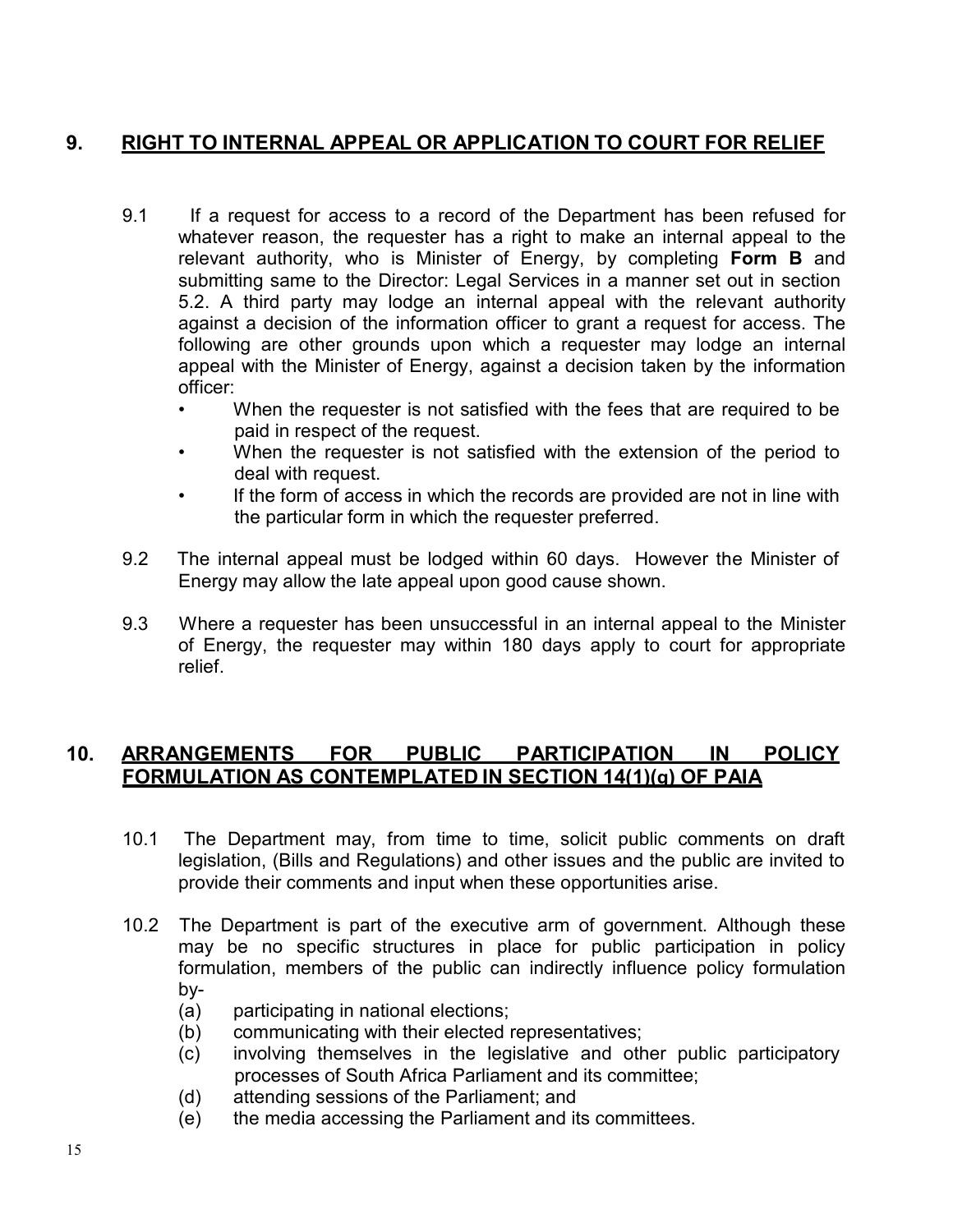## 9. RIGHT TO INTERNAL APPEAL OR APPLICATION TO COURT FOR RELIEF

9.1 If a request for access to a record of the Department has been refused for whatever reason, the requester has a right to make an internal appeal to the relevant authority, who is Minister of Energy, by completing **Form B** and submitting same to the Director: Legal Services in a manner set out in section 5.2. A third party may lodge an internal appeal with the relevant authority against a decision of the information officer to grant a request for access. The following are other grounds upon which a requester may lodge an internal appeal with the Minister of Energy, against a decision taken by the information officer:

- When the requester is not satisfied with the fees that are required to be paid in respect of the request.
- When the requester is not satisfied with the extension of the period to deal with request.
- If the form of access in which the records are provided are not in line with the particular form in which the requester preferred.

9.2 The internal appeal must be lodged within 60 days. However the Minister of Energy may allow the late appeal upon good cause shown.

9.3 Where a requester has been unsuccessful in an internal appeal to the Minister of Energy, the requester may within 180 days apply to court for appropriate relief.

## 10. ARRANGEMENTS FOR PUBLIC PARTICIPATION IN POLICY FORMULATION AS CONTEMPLATED IN SECTION 14(1)(g) OF PAIA

10.1 The Department may, from time to time, solicit public comments on draft legislation, (Bills and Regulations) and other issues and the public are invited to provide their comments and input when these opportunities arise.

10.2 The Department is part of the executive arm of government. Although these may be no specific structures in place for public participation in policy formulation, members of the public can indirectly influence policy formulation by-

(a) participating in national elections;
(b) communicating with their elected representatives;
(c) involving themselves in the legislative and other public participatory processes of South Africa Parliament and its committee;
(d) attending sessions of the Parliament; and
(e) the media accessing the Parliament and its committees.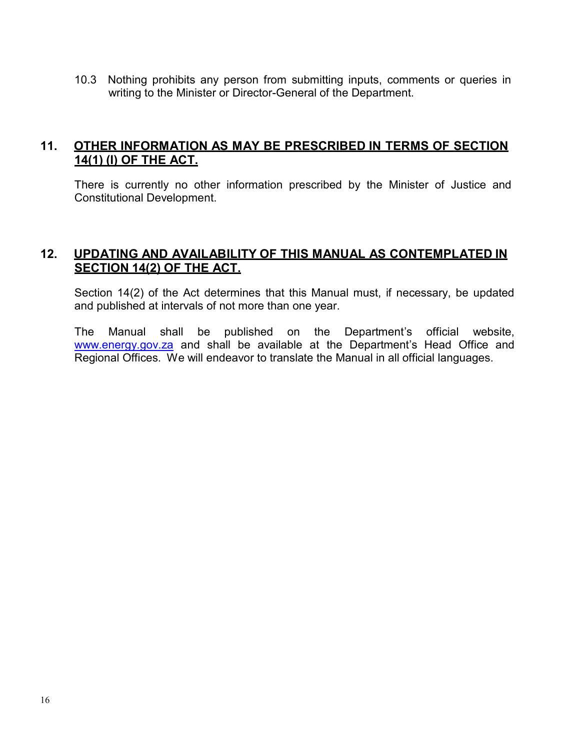10.3 Nothing prohibits any person from submitting inputs, comments or queries in writing to the Minister or Director-General of the Department.

## 11. OTHER INFORMATION AS MAY BE PRESCRIBED IN TERMS OF SECTION 14(1) (l) OF THE ACT.

There is currently no other information prescribed by the Minister of Justice and Constitutional Development.

## 12. UPDATING AND AVAILABILITY OF THIS MANUAL AS CONTEMPLATED IN SECTION 14(2) OF THE ACT.

Section 14(2) of the Act determines that this Manual must, if necessary, be updated and published at intervals of not more than one year.

The Manual shall be published on the Department's official website, www.energy.gov.za and shall be available at the Department's Head Office and Regional Offices. We will endeavor to translate the Manual in all official languages.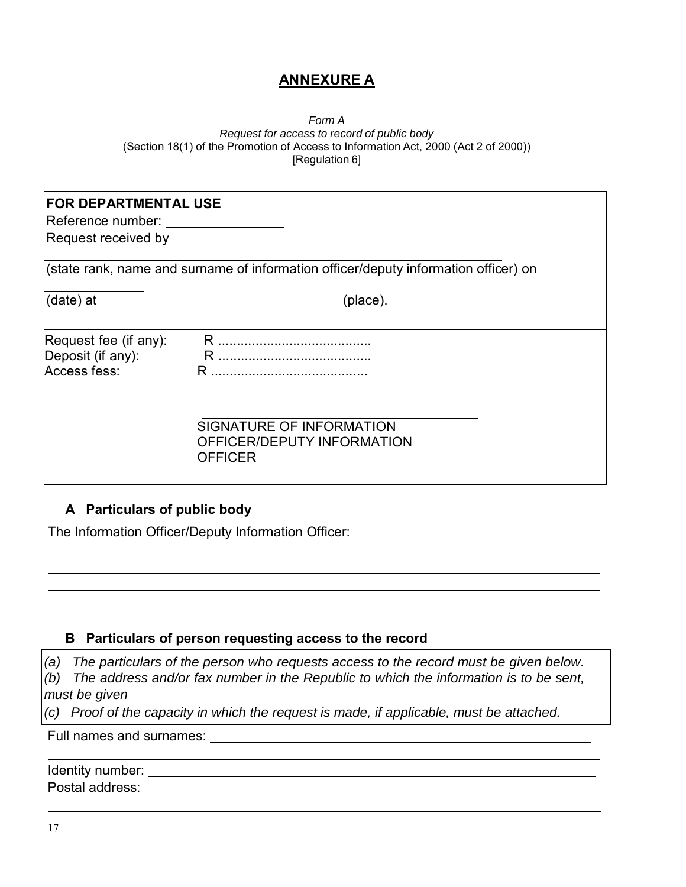# ANNEXURE A

*Form A*
*Request for access to record of public body*
(Section 18(1) of the Promotion of Access to Information Act, 2000 (Act 2 of 2000))
[Regulation 6]

**FOR DEPARTMENTAL USE**

Reference number: ________________

Request received by

______________________________________________________________________

(state rank, name and surname of information officer/deputy information officer) on

______________

(date) at (place).

Request fee (if any): R ........................................
Deposit (if any): R ........................................
Access fess: R .........................................

________________________________________

SIGNATURE OF INFORMATION OFFICER/DEPUTY INFORMATION OFFICER

## A Particulars of public body

The Information Officer/Deputy Information Officer:

______________________________________________________________________

______________________________________________________________________

______________________________________________________________________

______________________________________________________________________

## B Particulars of person requesting access to the record

*(a) The particulars of the person who requests access to the record must be given below.*
*(b) The address and/or fax number in the Republic to which the information is to be sent, must be given*
*(c) Proof of the capacity in which the request is made, if applicable, must be attached.*

Full names and surnames: ______________________________________________

______________________________________________________________________

Identity number: ______________________________________________________

Postal address: _______________________________________________________

______________________________________________________________________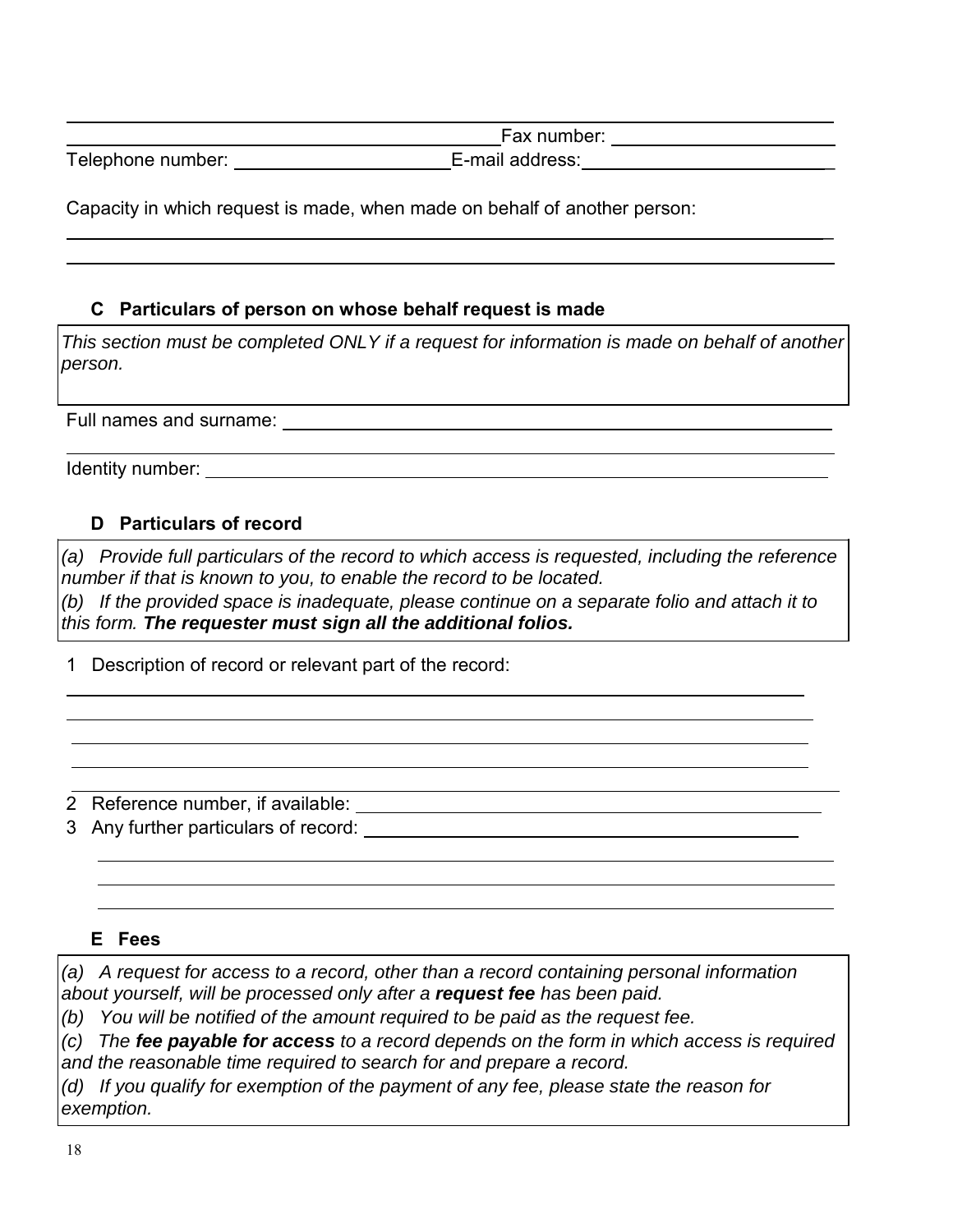Fax number: \_\_\_\_\_\_\_\_\_\_\_\_\_\_\_\_\_\_\_\_\_\_

Telephone number: \_\_\_\_\_\_\_\_\_\_\_\_\_\_\_\_\_\_\_\_\_ E-mail address: \_\_\_\_\_\_\_\_\_\_\_\_\_\_\_\_\_\_\_\_\_\_\_\_\_\_

Capacity in which request is made, when made on behalf of another person:

\_\_\_\_\_\_\_\_\_\_\_\_\_\_\_\_\_\_\_\_\_\_\_\_\_\_\_\_\_\_\_\_\_\_\_\_\_\_\_\_\_\_\_\_\_\_\_\_\_\_\_\_\_\_\_\_\_\_\_\_\_\_\_\_\_\_\_\_\_\_\_\_\_\_\_\_

\_\_\_\_\_\_\_\_\_\_\_\_\_\_\_\_\_\_\_\_\_\_\_\_\_\_\_\_\_\_\_\_\_\_\_\_\_\_\_\_\_\_\_\_\_\_\_\_\_\_\_\_\_\_\_\_\_\_\_\_\_\_\_\_\_\_\_\_\_\_\_\_\_\_\_\_

### C Particulars of person on whose behalf request is made

*This section must be completed ONLY if a request for information is made on behalf of another person.*

Full names and surname: \_\_\_\_\_\_\_\_\_\_\_\_\_\_\_\_\_\_\_\_\_\_\_\_\_\_\_\_\_\_\_\_\_\_\_\_\_\_\_\_\_\_\_\_\_\_\_\_\_\_\_\_\_\_\_\_\_\_

\_\_\_\_\_\_\_\_\_\_\_\_\_\_\_\_\_\_\_\_\_\_\_\_\_\_\_\_\_\_\_\_\_\_\_\_\_\_\_\_\_\_\_\_\_\_\_\_\_\_\_\_\_\_\_\_\_\_\_\_\_\_\_\_\_\_\_\_\_\_\_\_\_\_\_\_

Identity number: \_\_\_\_\_\_\_\_\_\_\_\_\_\_\_\_\_\_\_\_\_\_\_\_\_\_\_\_\_\_\_\_\_\_\_\_\_\_\_\_\_\_\_\_\_\_\_\_\_\_\_\_\_\_\_\_\_\_\_\_\_

### D Particulars of record

*(a) Provide full particulars of the record to which access is requested, including the reference number if that is known to you, to enable the record to be located.*
*(b) If the provided space is inadequate, please continue on a separate folio and attach it to this form.* ***The requester must sign all the additional folios.***

1 Description of record or relevant part of the record:

\_\_\_\_\_\_\_\_\_\_\_\_\_\_\_\_\_\_\_\_\_\_\_\_\_\_\_\_\_\_\_\_\_\_\_\_\_\_\_\_\_\_\_\_\_\_\_\_\_\_\_\_\_\_\_\_\_\_\_\_\_\_\_\_\_\_\_\_\_\_\_\_\_\_\_\_

\_\_\_\_\_\_\_\_\_\_\_\_\_\_\_\_\_\_\_\_\_\_\_\_\_\_\_\_\_\_\_\_\_\_\_\_\_\_\_\_\_\_\_\_\_\_\_\_\_\_\_\_\_\_\_\_\_\_\_\_\_\_\_\_\_\_\_\_\_\_\_\_\_\_\_\_

\_\_\_\_\_\_\_\_\_\_\_\_\_\_\_\_\_\_\_\_\_\_\_\_\_\_\_\_\_\_\_\_\_\_\_\_\_\_\_\_\_\_\_\_\_\_\_\_\_\_\_\_\_\_\_\_\_\_\_\_\_\_\_\_\_\_\_\_\_\_\_\_\_\_\_\_

\_\_\_\_\_\_\_\_\_\_\_\_\_\_\_\_\_\_\_\_\_\_\_\_\_\_\_\_\_\_\_\_\_\_\_\_\_\_\_\_\_\_\_\_\_\_\_\_\_\_\_\_\_\_\_\_\_\_\_\_\_\_\_\_\_\_\_\_\_\_\_\_\_\_\_\_

2 Reference number, if available: \_\_\_\_\_\_\_\_\_\_\_\_\_\_\_\_\_\_\_\_\_\_\_\_\_\_\_\_\_\_\_\_\_\_\_\_\_\_\_\_\_\_\_\_\_\_

3 Any further particulars of record: \_\_\_\_\_\_\_\_\_\_\_\_\_\_\_\_\_\_\_\_\_\_\_\_\_\_\_\_\_\_\_\_\_\_\_\_\_\_\_\_\_\_\_\_\_

\_\_\_\_\_\_\_\_\_\_\_\_\_\_\_\_\_\_\_\_\_\_\_\_\_\_\_\_\_\_\_\_\_\_\_\_\_\_\_\_\_\_\_\_\_\_\_\_\_\_\_\_\_\_\_\_\_\_\_\_\_\_\_\_\_\_\_\_\_\_\_\_\_

\_\_\_\_\_\_\_\_\_\_\_\_\_\_\_\_\_\_\_\_\_\_\_\_\_\_\_\_\_\_\_\_\_\_\_\_\_\_\_\_\_\_\_\_\_\_\_\_\_\_\_\_\_\_\_\_\_\_\_\_\_\_\_\_\_\_\_\_\_\_\_\_\_

\_\_\_\_\_\_\_\_\_\_\_\_\_\_\_\_\_\_\_\_\_\_\_\_\_\_\_\_\_\_\_\_\_\_\_\_\_\_\_\_\_\_\_\_\_\_\_\_\_\_\_\_\_\_\_\_\_\_\_\_\_\_\_\_\_\_\_\_\_\_\_\_\_

### E Fees

*(a) A request for access to a record, other than a record containing personal information about yourself, will be processed only after a* ***request fee*** *has been paid.*
*(b) You will be notified of the amount required to be paid as the request fee.*
*(c) The* ***fee payable for access*** *to a record depends on the form in which access is required and the reasonable time required to search for and prepare a record.*
*(d) If you qualify for exemption of the payment of any fee, please state the reason for exemption.*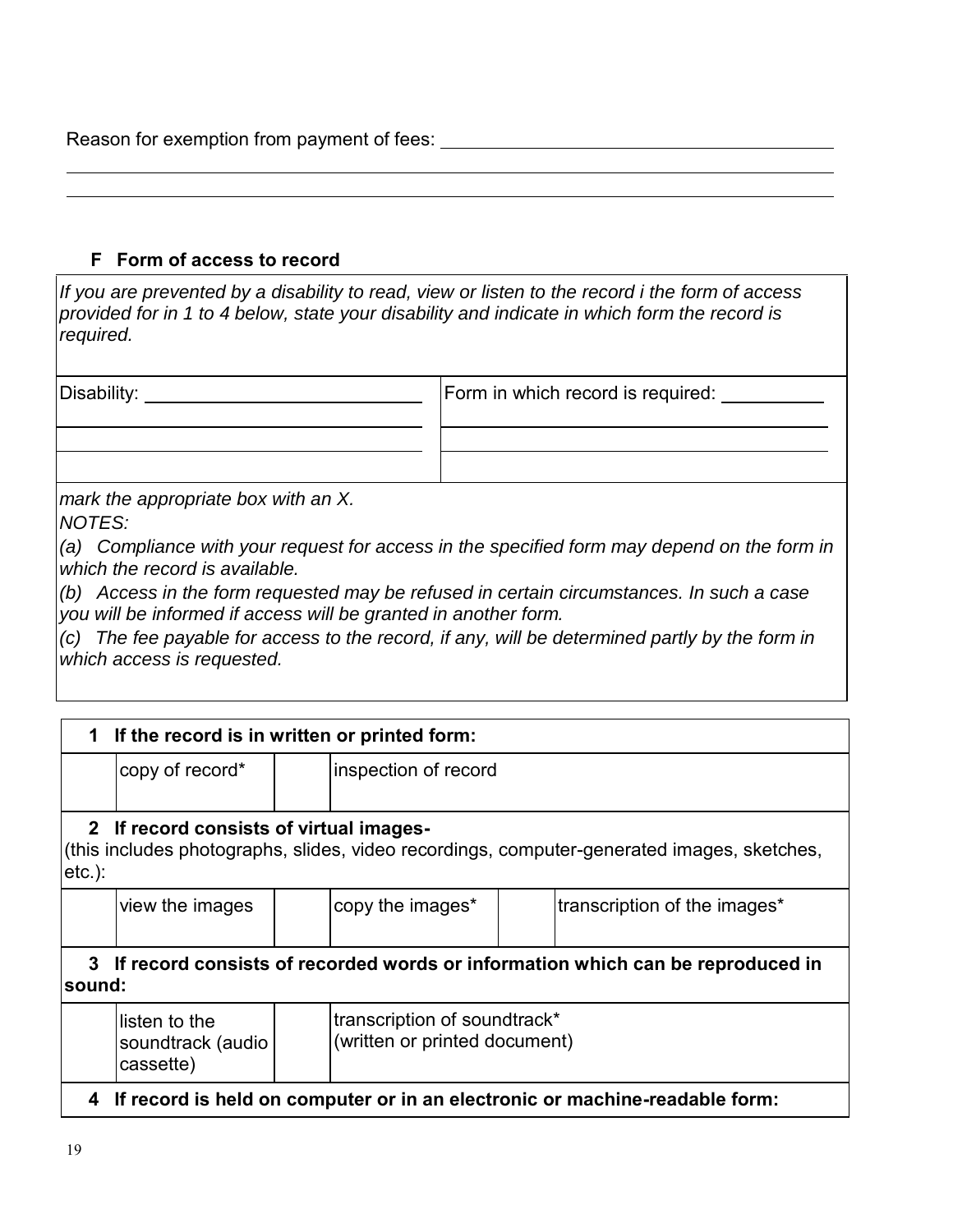Reason for exemption from payment of fees: ______________________________________

_______________________________________________________________________________

_______________________________________________________________________________

### F Form of access to record

*If you are prevented by a disability to read, view or listen to the record i the form of access provided for in 1 to 4 below, state your disability and indicate in which form the record is required.*

| Disability: ______________________ | Form in which record is required: __________ |
|---|---|
| | |
| | |

*mark the appropriate box with an X.*

*NOTES:*

*(a) Compliance with your request for access in the specified form may depend on the form in which the record is available.*

*(b) Access in the form requested may be refused in certain circumstances. In such a case you will be informed if access will be granted in another form.*

*(c) The fee payable for access to the record, if any, will be determined partly by the form in which access is requested.*

| **1 If the record is in written or printed form:** | | | | | |
|---|---|---|---|---|---|
| | copy of record* | | inspection of record | | |
| **2 If record consists of virtual images-** (this includes photographs, slides, video recordings, computer-generated images, sketches, etc.): | | | | | |
| | view the images | | copy the images* | | transcription of the images* |
| **3 If record consists of recorded words or information which can be reproduced in sound:** | | | | | |
| | listen to the soundtrack (audio cassette) | | transcription of soundtrack* (written or printed document) | | |
| **4 If record is held on computer or in an electronic or machine-readable form:** | | | | | |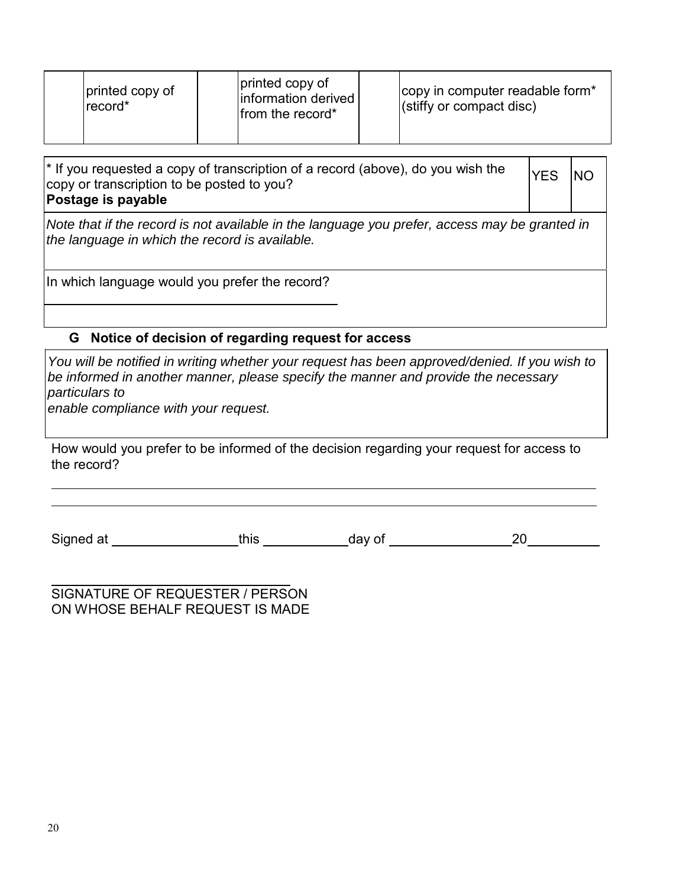|  | printed copy of record* |  | printed copy of information derived from the record* |  | copy in computer readable form* (stiffy or compact disc) |
|---|---|---|---|---|---|

| * If you requested a copy of transcription of a record (above), do you wish the copy or transcription to be posted to you? **Postage is payable** | YES | NO |
|---|---|---|

*Note that if the record is not available in the language you prefer, access may be granted in the language in which the record is available.*

In which language would you prefer the record?

\_\_\_\_\_\_\_\_\_\_\_\_\_\_\_\_\_\_\_\_\_\_\_\_\_\_\_\_\_\_\_\_\_\_\_\_\_\_\_\_

### G Notice of decision of regarding request for access

*You will be notified in writing whether your request has been approved/denied. If you wish to be informed in another manner, please specify the manner and provide the necessary particulars to enable compliance with your request.*

How would you prefer to be informed of the decision regarding your request for access to the record?

\_\_\_\_\_\_\_\_\_\_\_\_\_\_\_\_\_\_\_\_\_\_\_\_\_\_\_\_\_\_\_\_\_\_\_\_\_\_\_\_\_\_\_\_\_\_\_\_\_\_\_\_\_\_\_\_\_\_\_\_\_\_\_\_\_\_\_\_\_\_\_\_\_\_\_\_\_\_

\_\_\_\_\_\_\_\_\_\_\_\_\_\_\_\_\_\_\_\_\_\_\_\_\_\_\_\_\_\_\_\_\_\_\_\_\_\_\_\_\_\_\_\_\_\_\_\_\_\_\_\_\_\_\_\_\_\_\_\_\_\_\_\_\_\_\_\_\_\_\_\_\_\_\_\_\_\_

Signed at \_\_\_\_\_\_\_\_\_\_\_\_\_\_\_\_\_\_ this \_\_\_\_\_\_\_\_\_\_\_\_ day of \_\_\_\_\_\_\_\_\_\_\_\_\_\_\_\_\_\_ 20\_\_\_\_\_\_\_\_\_\_

\_\_\_\_\_\_\_\_\_\_\_\_\_\_\_\_\_\_\_\_\_\_\_\_\_\_\_\_\_\_\_\_\_\_\_\_

SIGNATURE OF REQUESTER / PERSON ON WHOSE BEHALF REQUEST IS MADE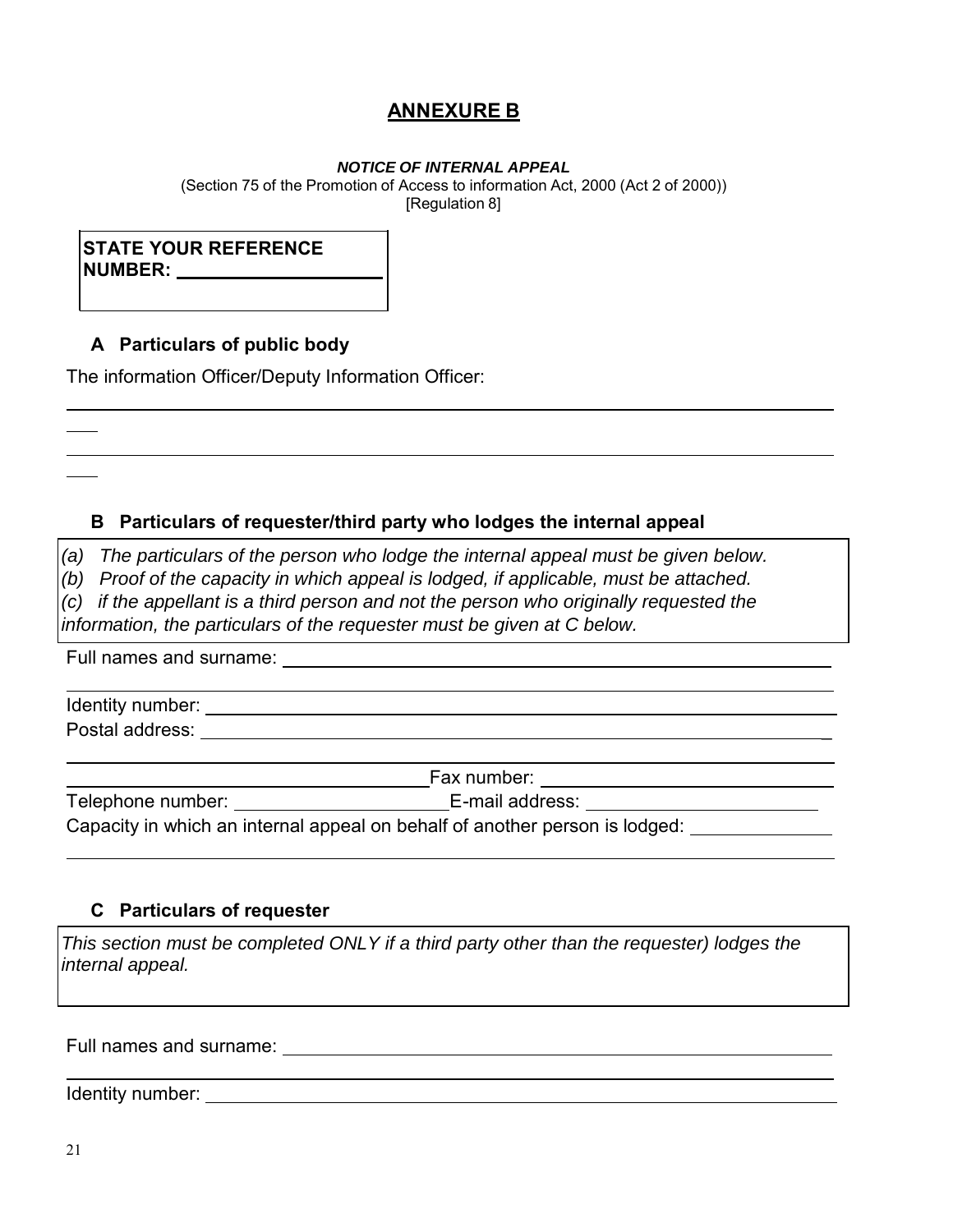# ANNEXURE B

***NOTICE OF INTERNAL APPEAL***

(Section 75 of the Promotion of Access to information Act, 2000 (Act 2 of 2000))

[Regulation 8]

**STATE YOUR REFERENCE NUMBER: ____________________**

### A Particulars of public body

The information Officer/Deputy Information Officer:

_______________________________________________________________________________

_______________________________________________________________________________

### B Particulars of requester/third party who lodges the internal appeal

*(a) The particulars of the person who lodge the internal appeal must be given below.*
*(b) Proof of the capacity in which appeal is lodged, if applicable, must be attached.*
*(c) if the appellant is a third person and not the person who originally requested the information, the particulars of the requester must be given at C below.*

Full names and surname: ____________________________________________________

_______________________________________________________________________________

Identity number: __________________________________________________________

Postal address: ___________________________________________________________

_______________________________________________________________________________

______________________________ Fax number: ______________________________

Telephone number: ____________________ E-mail address: ______________________

Capacity in which an internal appeal on behalf of another person is lodged: ____________

_______________________________________________________________________________

### C Particulars of requester

*This section must be completed ONLY if a third party other than the requester) lodges the internal appeal.*

Full names and surname: ____________________________________________________

_______________________________________________________________________________

Identity number: __________________________________________________________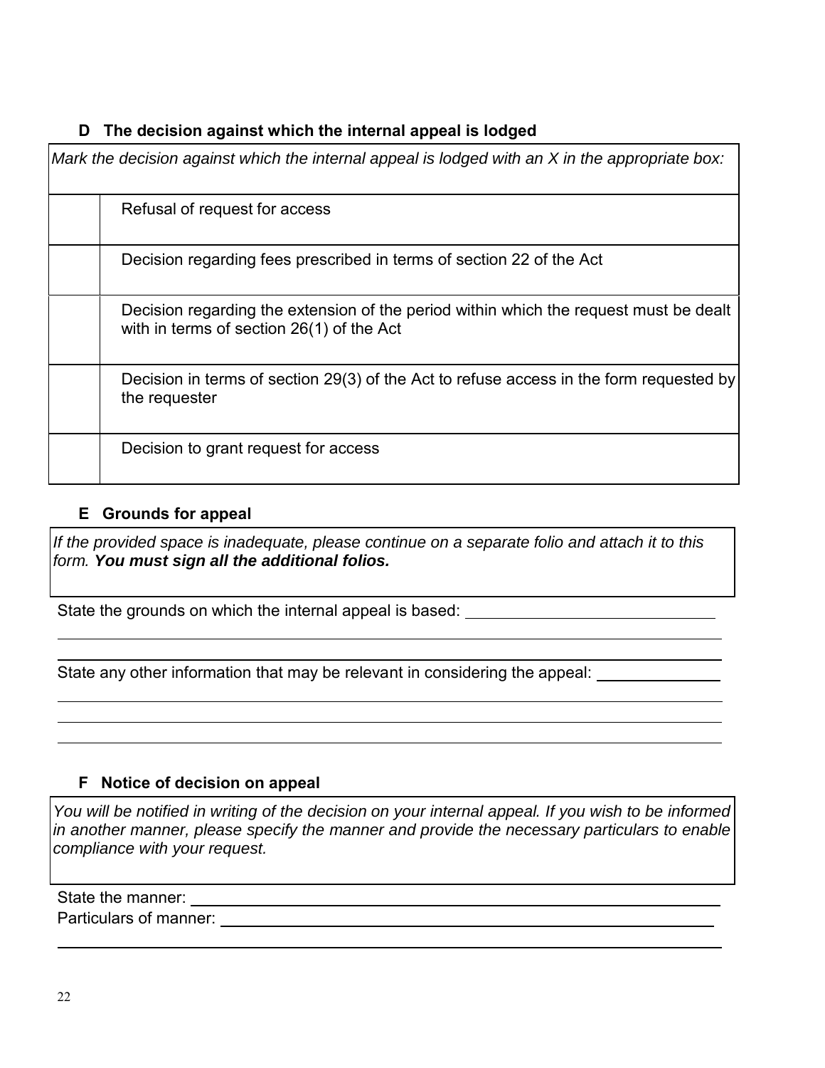## D The decision against which the internal appeal is lodged

| *Mark the decision against which the internal appeal is lodged with an X in the appropriate box:* | |
|---|---|
| | Refusal of request for access |
| | Decision regarding fees prescribed in terms of section 22 of the Act |
| | Decision regarding the extension of the period within which the request must be dealt with in terms of section 26(1) of the Act |
| | Decision in terms of section 29(3) of the Act to refuse access in the form requested by the requester |
| | Decision to grant request for access |

## E Grounds for appeal

*If the provided space is inadequate, please continue on a separate folio and attach it to this form. **You must sign all the additional folios.***

State the grounds on which the internal appeal is based: ______________________________

______________________________________________________________________

______________________________________________________________________

State any other information that may be relevant in considering the appeal: ______________

______________________________________________________________________

______________________________________________________________________

______________________________________________________________________

## F Notice of decision on appeal

*You will be notified in writing of the decision on your internal appeal. If you wish to be informed in another manner, please specify the manner and provide the necessary particulars to enable compliance with your request.*

State the manner: ______________________________________________________

Particulars of manner: __________________________________________________

______________________________________________________________________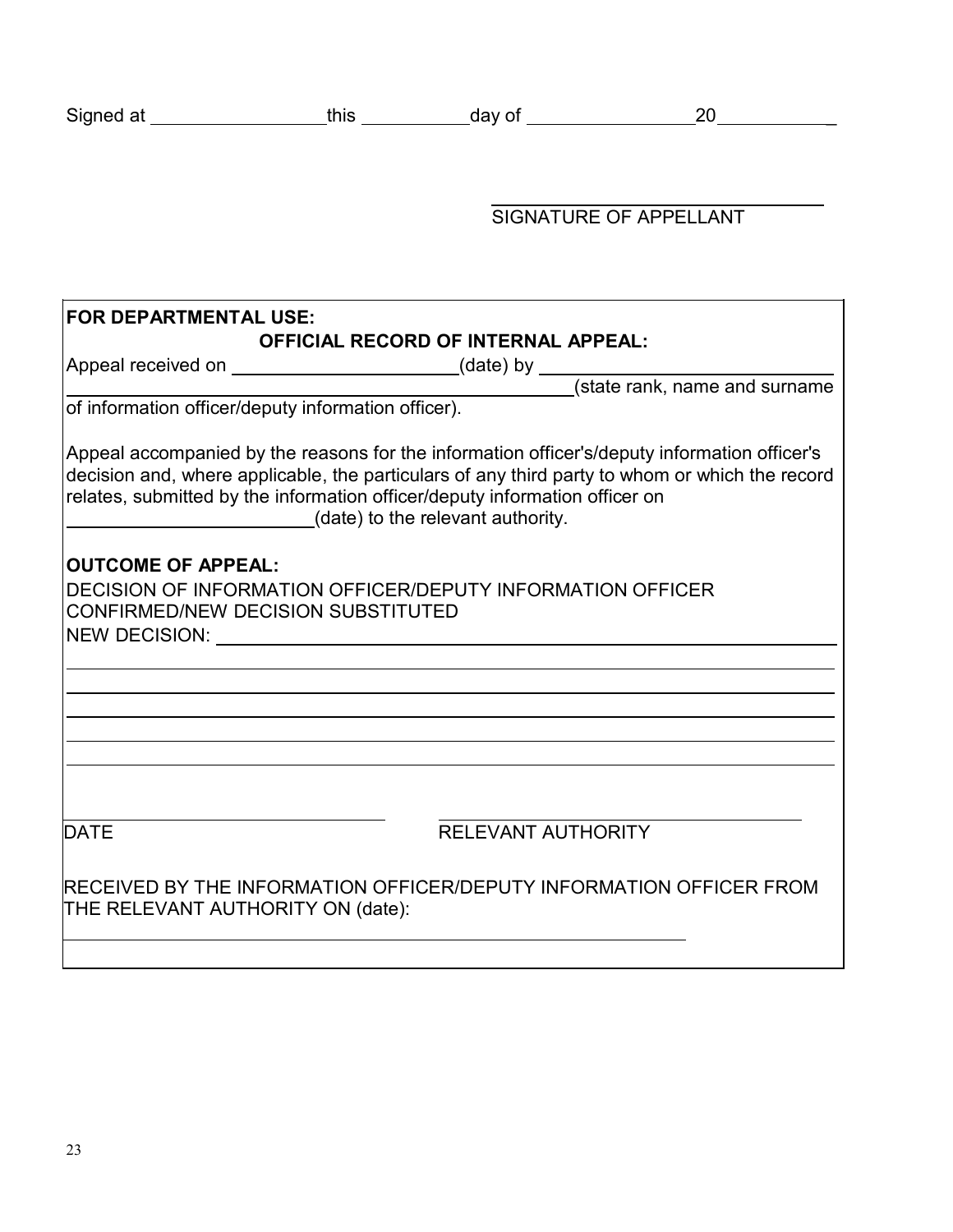Signed at \_\_\_\_\_\_\_\_\_\_\_\_\_\_\_\_\_ this \_\_\_\_\_\_\_\_\_\_\_ day of \_\_\_\_\_\_\_\_\_\_\_\_\_\_\_\_ 20\_\_\_\_\_\_\_\_\_\_\_\_

\_\_\_\_\_\_\_\_\_\_\_\_\_\_\_\_\_\_\_\_\_\_\_\_\_\_\_\_\_\_\_\_

SIGNATURE OF APPELLANT

**FOR DEPARTMENTAL USE:**

**OFFICIAL RECORD OF INTERNAL APPEAL:**

Appeal received on \_\_\_\_\_\_\_\_\_\_\_\_\_\_\_\_\_\_\_\_\_\_\_\_ (date) by \_\_\_\_\_\_\_\_\_\_\_\_\_\_\_\_\_\_\_\_\_\_\_\_\_\_\_\_\_\_
\_\_\_\_\_\_\_\_\_\_\_\_\_\_\_\_\_\_\_\_\_\_\_\_\_\_\_\_\_\_\_\_\_\_\_\_\_\_\_\_\_\_\_\_\_\_\_\_\_\_ (state rank, name and surname of information officer/deputy information officer).

Appeal accompanied by the reasons for the information officer's/deputy information officer's decision and, where applicable, the particulars of any third party to whom or which the record relates, submitted by the information officer/deputy information officer on \_\_\_\_\_\_\_\_\_\_\_\_\_\_\_\_\_\_\_\_\_\_\_\_\_\_ (date) to the relevant authority.

**OUTCOME OF APPEAL:**

DECISION OF INFORMATION OFFICER/DEPUTY INFORMATION OFFICER CONFIRMED/NEW DECISION SUBSTITUTED

NEW DECISION: \_\_\_\_\_\_\_\_\_\_\_\_\_\_\_\_\_\_\_\_\_\_\_\_\_\_\_\_\_\_\_\_\_\_\_\_\_\_\_\_\_\_\_\_\_\_\_\_\_\_\_\_\_\_\_\_\_\_\_\_\_\_

\_\_\_\_\_\_\_\_\_\_\_\_\_\_\_\_\_\_\_\_\_\_\_\_\_\_\_\_\_\_\_\_\_\_\_\_\_\_\_\_\_\_\_\_\_\_\_\_\_\_\_\_\_\_\_\_\_\_\_\_\_\_\_\_\_\_\_\_\_\_\_\_\_\_\_\_\_\_

\_\_\_\_\_\_\_\_\_\_\_\_\_\_\_\_\_\_\_\_\_\_\_\_\_\_\_\_\_\_\_\_\_\_\_\_\_\_\_\_\_\_\_\_\_\_\_\_\_\_\_\_\_\_\_\_\_\_\_\_\_\_\_\_\_\_\_\_\_\_\_\_\_\_\_\_\_\_

\_\_\_\_\_\_\_\_\_\_\_\_\_\_\_\_\_\_\_\_\_\_\_\_\_\_\_\_\_\_\_\_\_\_\_\_\_\_\_\_\_\_\_\_\_\_\_\_\_\_\_\_\_\_\_\_\_\_\_\_\_\_\_\_\_\_\_\_\_\_\_\_\_\_\_\_\_\_

\_\_\_\_\_\_\_\_\_\_\_\_\_\_\_\_\_\_\_\_\_\_\_\_\_\_\_\_\_\_\_\_\_\_\_\_\_\_\_\_\_\_\_\_\_\_\_\_\_\_\_\_\_\_\_\_\_\_\_\_\_\_\_\_\_\_\_\_\_\_\_\_\_\_\_\_\_\_

\_\_\_\_\_\_\_\_\_\_\_\_\_\_\_\_\_\_\_\_\_\_\_\_\_\_\_\_\_\_\_\_\_\_\_\_\_\_\_\_\_\_\_\_\_\_\_\_\_\_\_\_\_\_\_\_\_\_\_\_\_\_\_\_\_\_\_\_\_\_\_\_\_\_\_\_\_\_

\_\_\_\_\_\_\_\_\_\_\_\_\_\_\_\_\_\_\_\_\_\_\_\_\_\_\_\_\_\_\_\_\_\_\_\_\_\_\_\_\_\_\_\_\_\_\_\_\_\_\_\_\_\_\_\_\_\_\_\_\_\_\_\_\_\_\_\_\_\_\_\_\_\_\_\_\_\_

| \_\_\_\_\_\_\_\_\_\_\_\_\_\_\_\_\_\_\_\_\_\_\_\_\_\_\_\_\_\_ | \_\_\_\_\_\_\_\_\_\_\_\_\_\_\_\_\_\_\_\_\_\_\_\_\_\_\_\_\_\_ |
|---|---|
| DATE | RELEVANT AUTHORITY |

RECEIVED BY THE INFORMATION OFFICER/DEPUTY INFORMATION OFFICER FROM THE RELEVANT AUTHORITY ON (date):

\_\_\_\_\_\_\_\_\_\_\_\_\_\_\_\_\_\_\_\_\_\_\_\_\_\_\_\_\_\_\_\_\_\_\_\_\_\_\_\_\_\_\_\_\_\_\_\_\_\_\_\_\_\_\_\_\_\_\_\_\_\_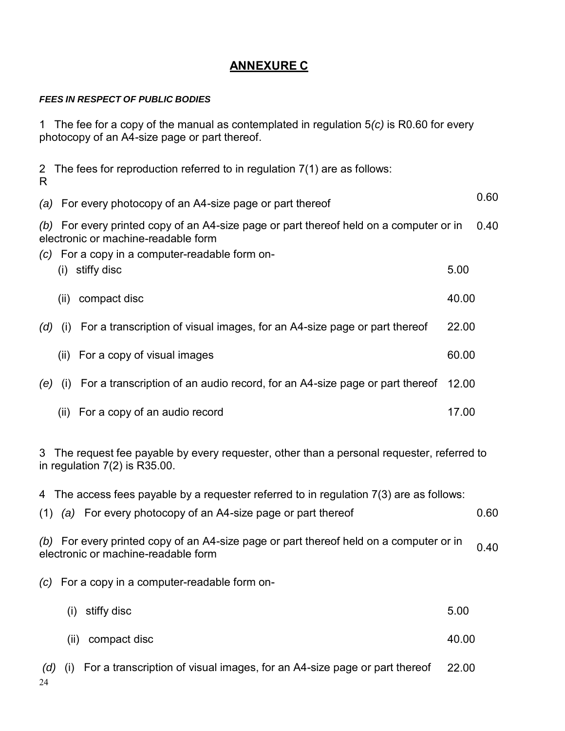## ANNEXURE C

***FEES IN RESPECT OF PUBLIC BODIES***

1 The fee for a copy of the manual as contemplated in regulation 5*(c)* is R0.60 for every photocopy of an A4-size page or part thereof.

2 The fees for reproduction referred to in regulation 7(1) are as follows:

| | | R |
|---|---|---|
| *(a)* | For every photocopy of an A4-size page or part thereof | 0.60 |
| *(b)* | For every printed copy of an A4-size page or part thereof held on a computer or in electronic or machine-readable form | 0.40 |
| *(c)* | For a copy in a computer-readable form on- | |
| | (i) stiffy disc | 5.00 |
| | (ii) compact disc | 40.00 |
| *(d)* | (i) For a transcription of visual images, for an A4-size page or part thereof | 22.00 |
| | (ii) For a copy of visual images | 60.00 |
| *(e)* | (i) For a transcription of an audio record, for an A4-size page or part thereof | 12.00 |
| | (ii) For a copy of an audio record | 17.00 |

3 The request fee payable by every requester, other than a personal requester, referred to in regulation 7(2) is R35.00.

4 The access fees payable by a requester referred to in regulation 7(3) are as follows:

| | | |
|---|---|---|
| (1) *(a)* | For every photocopy of an A4-size page or part thereof | 0.60 |
| *(b)* | For every printed copy of an A4-size page or part thereof held on a computer or in electronic or machine-readable form | 0.40 |
| *(c)* | For a copy in a computer-readable form on- | |
| | (i) stiffy disc | 5.00 |
| | (ii) compact disc | 40.00 |
| *(d)* | (i) For a transcription of visual images, for an A4-size page or part thereof | 22.00 |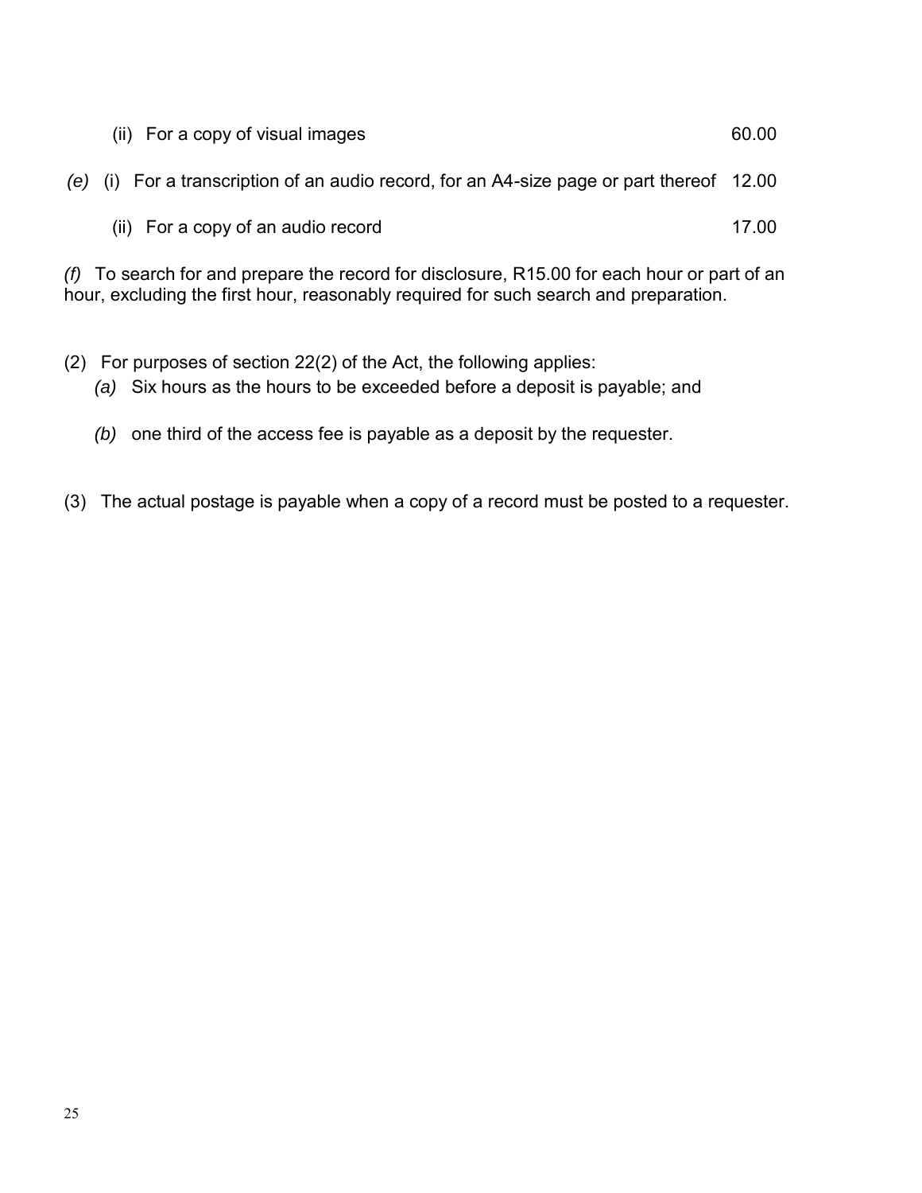| | |
|---|---|
| (ii) For a copy of visual images | 60.00 |
| *(e)* (i) For a transcription of an audio record, for an A4-size page or part thereof | 12.00 |
| (ii) For a copy of an audio record | 17.00 |

*(f)* To search for and prepare the record for disclosure, R15.00 for each hour or part of an hour, excluding the first hour, reasonably required for such search and preparation.

(2) For purposes of section 22(2) of the Act, the following applies:

*(a)* Six hours as the hours to be exceeded before a deposit is payable; and

*(b)* one third of the access fee is payable as a deposit by the requester.

(3) The actual postage is payable when a copy of a record must be posted to a requester.